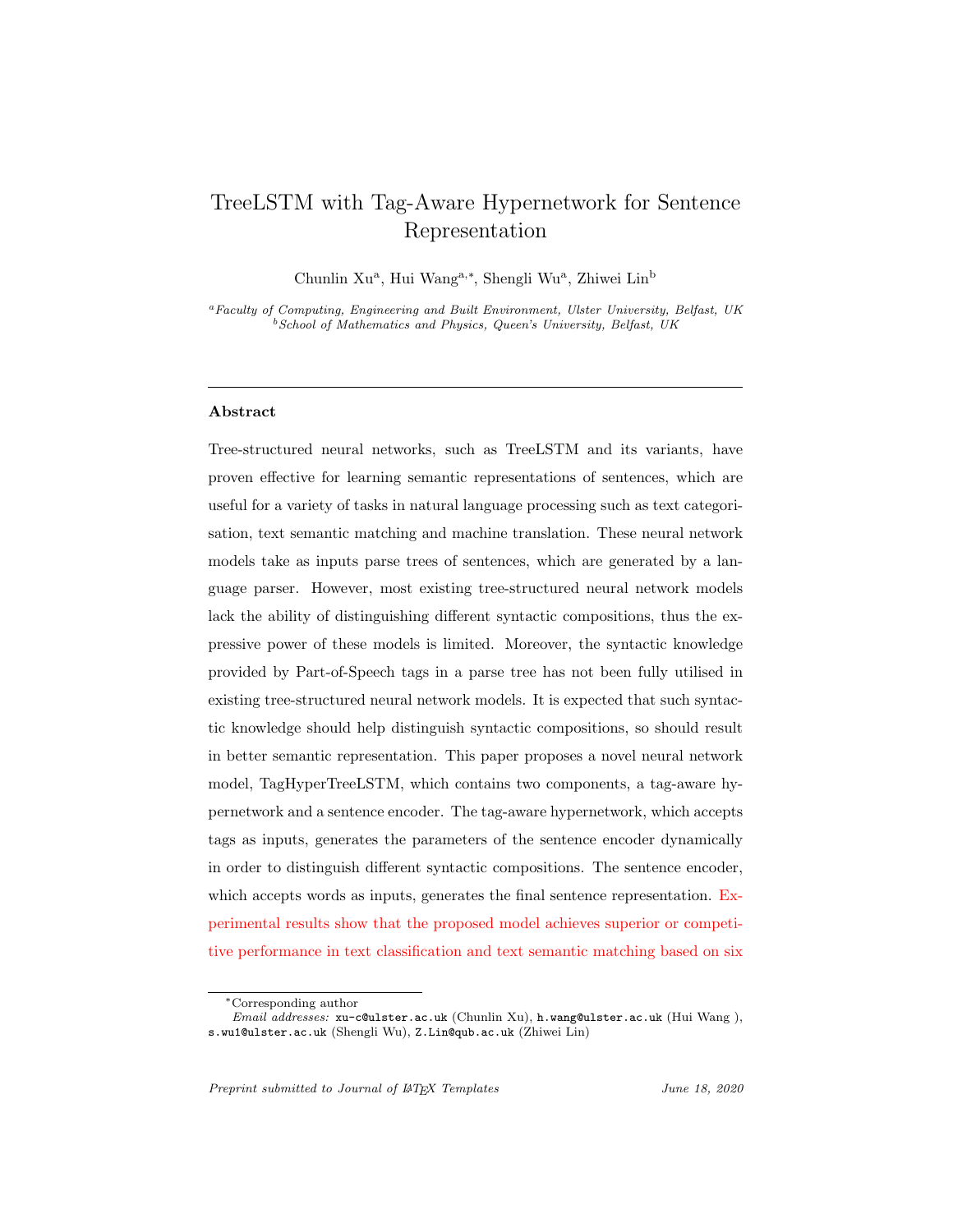# TreeLSTM with Tag-Aware Hypernetwork for Sentence Representation

Chunlin Xu[a], Hui Wang[a,*], Shengli Wu[a], Zhiwei Lin[b]

[a]*Faculty of Computing, Engineering and Built Environment, Ulster University, Belfast, UK*
[b]*School of Mathematics and Physics, Queen's University, Belfast, UK*

## Abstract

Tree-structured neural networks, such as TreeLSTM and its variants, have proven effective for learning semantic representations of sentences, which are useful for a variety of tasks in natural language processing such as text categorisation, text semantic matching and machine translation. These neural network models take as inputs parse trees of sentences, which are generated by a language parser. However, most existing tree-structured neural network models lack the ability of distinguishing different syntactic compositions, thus the expressive power of these models is limited. Moreover, the syntactic knowledge provided by Part-of-Speech tags in a parse tree has not been fully utilised in existing tree-structured neural network models. It is expected that such syntactic knowledge should help distinguish syntactic compositions, so should result in better semantic representation. This paper proposes a novel neural network model, TagHyperTreeLSTM, which contains two components, a tag-aware hypernetwork and a sentence encoder. The tag-aware hypernetwork, which accepts tags as inputs, generates the parameters of the sentence encoder dynamically in order to distinguish different syntactic compositions. The sentence encoder, which accepts words as inputs, generates the final sentence representation. Experimental results show that the proposed model achieves superior or competitive performance in text classification and text semantic matching based on six

*Corresponding author
*Email addresses:* xu-c@ulster.ac.uk (Chunlin Xu), h.wang@ulster.ac.uk (Hui Wang ), s.wu1@ulster.ac.uk (Shengli Wu), Z.Lin@qub.ac.uk (Zhiwei Lin)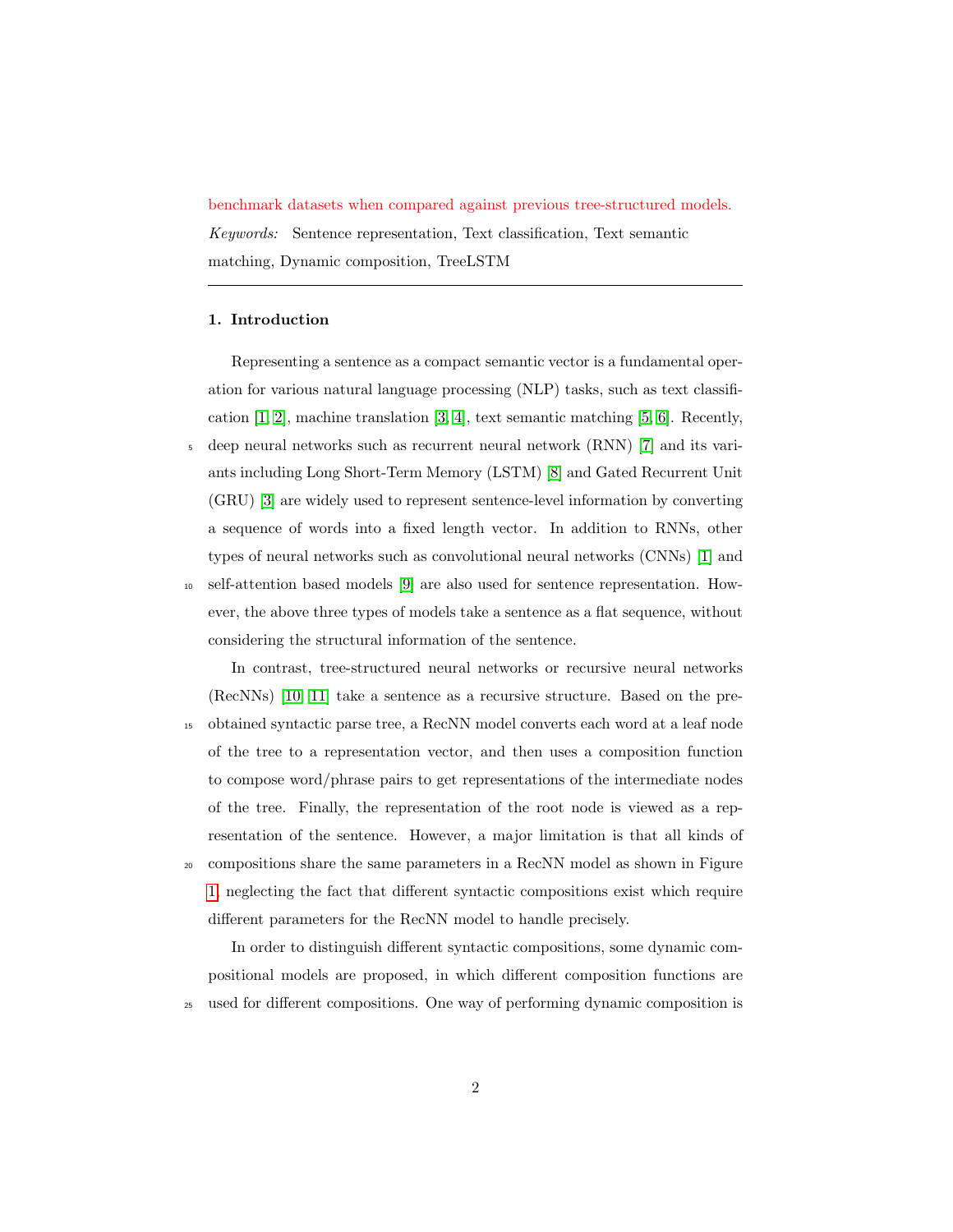benchmark datasets when compared against previous tree-structured models.

*Keywords:* Sentence representation, Text classification, Text semantic matching, Dynamic composition, TreeLSTM

---

## 1. Introduction

Representing a sentence as a compact semantic vector is a fundamental operation for various natural language processing (NLP) tasks, such as text classification [1, 2], machine translation [3, 4], text semantic matching [5, 6]. Recently, deep neural networks such as recurrent neural network (RNN) [7] and its variants including Long Short-Term Memory (LSTM) [8] and Gated Recurrent Unit (GRU) [3] are widely used to represent sentence-level information by converting a sequence of words into a fixed length vector. In addition to RNNs, other types of neural networks such as convolutional neural networks (CNNs) [1] and self-attention based models [9] are also used for sentence representation. However, the above three types of models take a sentence as a flat sequence, without considering the structural information of the sentence.

In contrast, tree-structured neural networks or recursive neural networks (RecNNs) [10, 11] take a sentence as a recursive structure. Based on the pre-obtained syntactic parse tree, a RecNN model converts each word at a leaf node of the tree to a representation vector, and then uses a composition function to compose word/phrase pairs to get representations of the intermediate nodes of the tree. Finally, the representation of the root node is viewed as a representation of the sentence. However, a major limitation is that all kinds of compositions share the same parameters in a RecNN model as shown in Figure 1, neglecting the fact that different syntactic compositions exist which require different parameters for the RecNN model to handle precisely.

In order to distinguish different syntactic compositions, some dynamic compositional models are proposed, in which different composition functions are used for different compositions. One way of performing dynamic composition is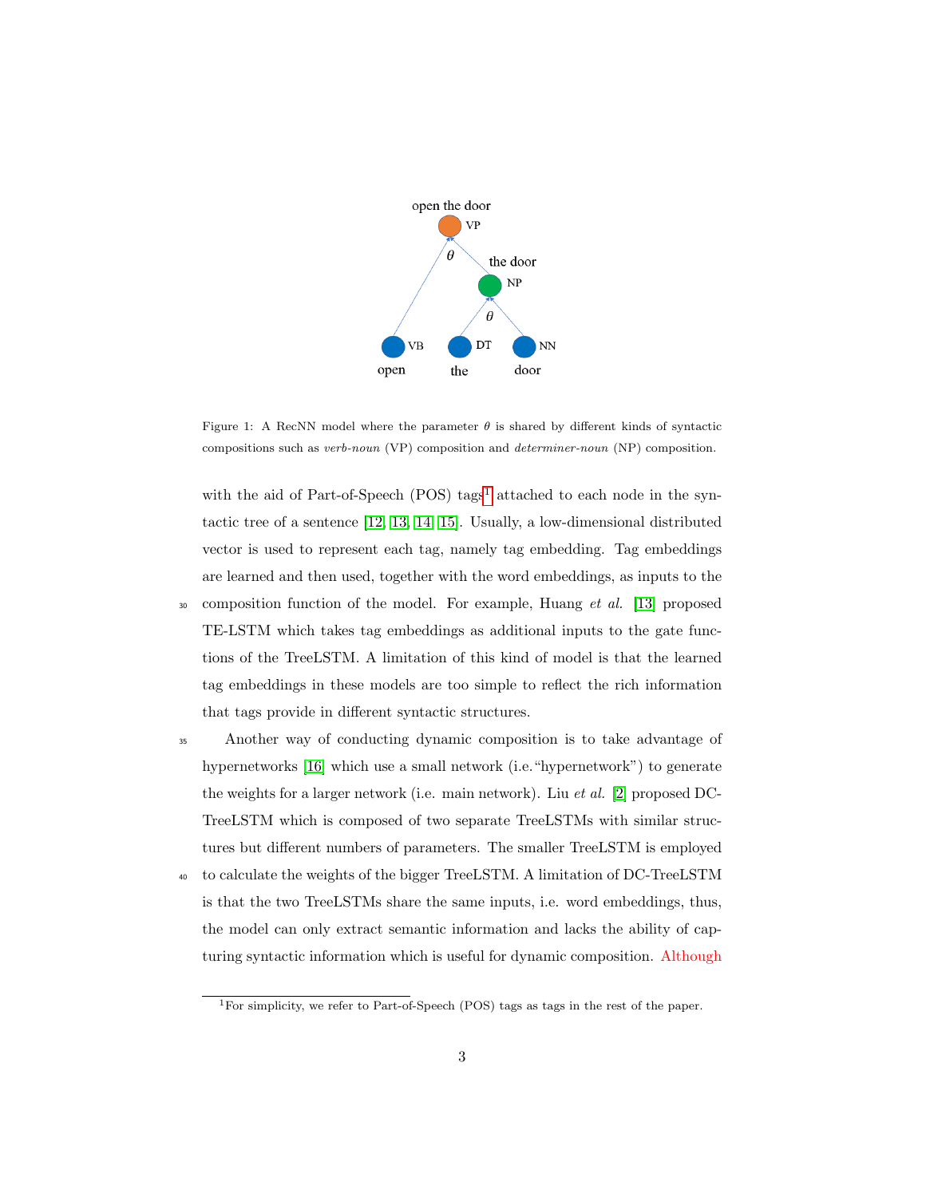Figure 1: A RecNN model where the parameter $\theta$ is shared by different kinds of syntactic compositions such as *verb-noun* (VP) composition and *determiner-noun* (NP) composition.

with the aid of Part-of-Speech (POS) tags[1] attached to each node in the syntactic tree of a sentence [12, 13, 14, 15]. Usually, a low-dimensional distributed vector is used to represent each tag, namely tag embedding. Tag embeddings are learned and then used, together with the word embeddings, as inputs to the composition function of the model. For example, Huang *et al.* [13] proposed TE-LSTM which takes tag embeddings as additional inputs to the gate functions of the TreeLSTM. A limitation of this kind of model is that the learned tag embeddings in these models are too simple to reflect the rich information that tags provide in different syntactic structures.

Another way of conducting dynamic composition is to take advantage of hypernetworks [16] which use a small network (i.e. "hypernetwork") to generate the weights for a larger network (i.e. main network). Liu *et al.* [2] proposed DC-TreeLSTM which is composed of two separate TreeLSTMs with similar structures but different numbers of parameters. The smaller TreeLSTM is employed to calculate the weights of the bigger TreeLSTM. A limitation of DC-TreeLSTM is that the two TreeLSTMs share the same inputs, i.e. word embeddings, thus, the model can only extract semantic information and lacks the ability of capturing syntactic information which is useful for dynamic composition. Although

[1] For simplicity, we refer to Part-of-Speech (POS) tags as tags in the rest of the paper.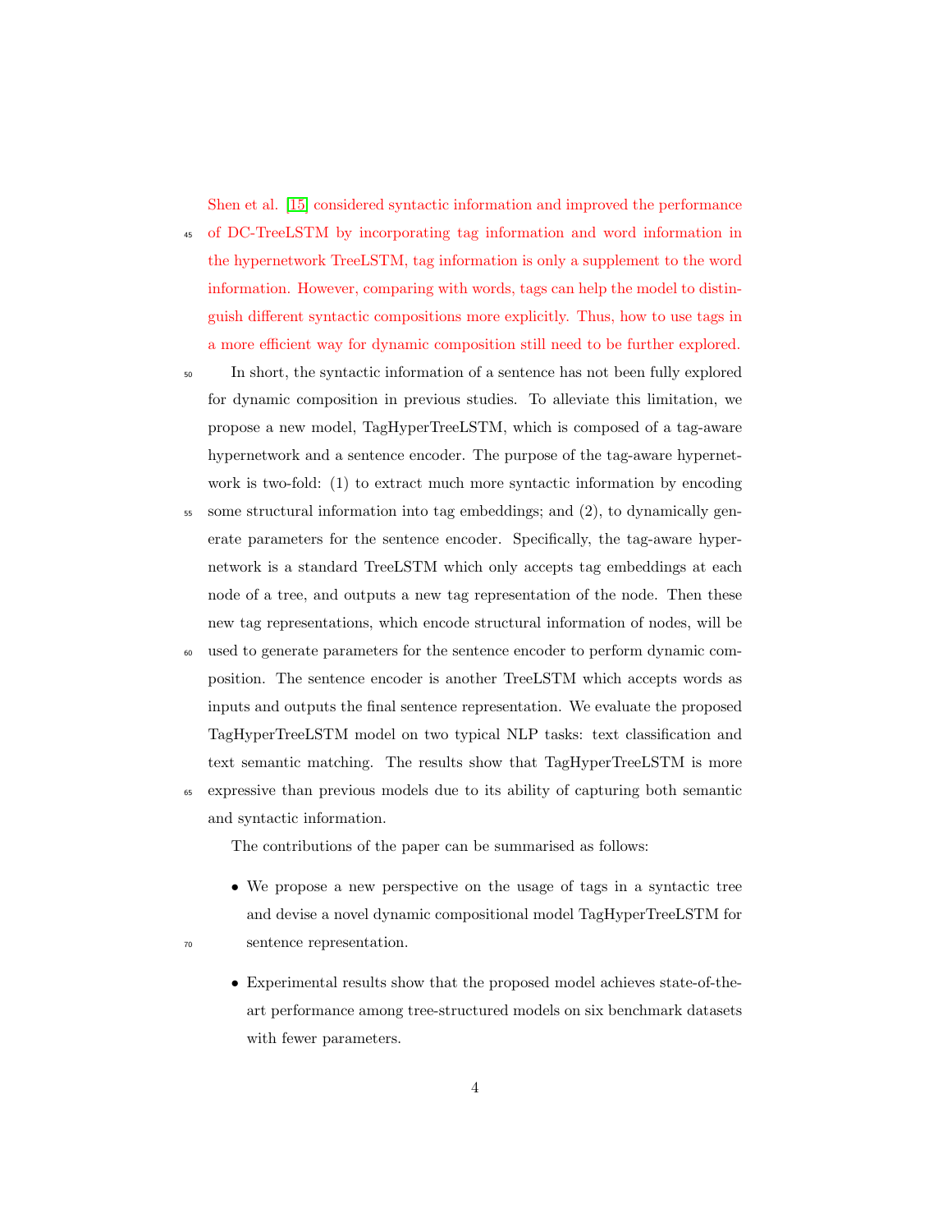Shen et al. [15] considered syntactic information and improved the performance of DC-TreeLSTM by incorporating tag information and word information in the hypernetwork TreeLSTM, tag information is only a supplement to the word information. However, comparing with words, tags can help the model to distinguish different syntactic compositions more explicitly. Thus, how to use tags in a more efficient way for dynamic composition still need to be further explored.

In short, the syntactic information of a sentence has not been fully explored for dynamic composition in previous studies. To alleviate this limitation, we propose a new model, TagHyperTreeLSTM, which is composed of a tag-aware hypernetwork and a sentence encoder. The purpose of the tag-aware hypernetwork is two-fold: (1) to extract much more syntactic information by encoding some structural information into tag embeddings; and (2), to dynamically generate parameters for the sentence encoder. Specifically, the tag-aware hypernetwork is a standard TreeLSTM which only accepts tag embeddings at each node of a tree, and outputs a new tag representation of the node. Then these new tag representations, which encode structural information of nodes, will be used to generate parameters for the sentence encoder to perform dynamic composition. The sentence encoder is another TreeLSTM which accepts words as inputs and outputs the final sentence representation. We evaluate the proposed TagHyperTreeLSTM model on two typical NLP tasks: text classification and text semantic matching. The results show that TagHyperTreeLSTM is more expressive than previous models due to its ability of capturing both semantic and syntactic information.

The contributions of the paper can be summarised as follows:

- We propose a new perspective on the usage of tags in a syntactic tree and devise a novel dynamic compositional model TagHyperTreeLSTM for sentence representation.
- Experimental results show that the proposed model achieves state-of-the-art performance among tree-structured models on six benchmark datasets with fewer parameters.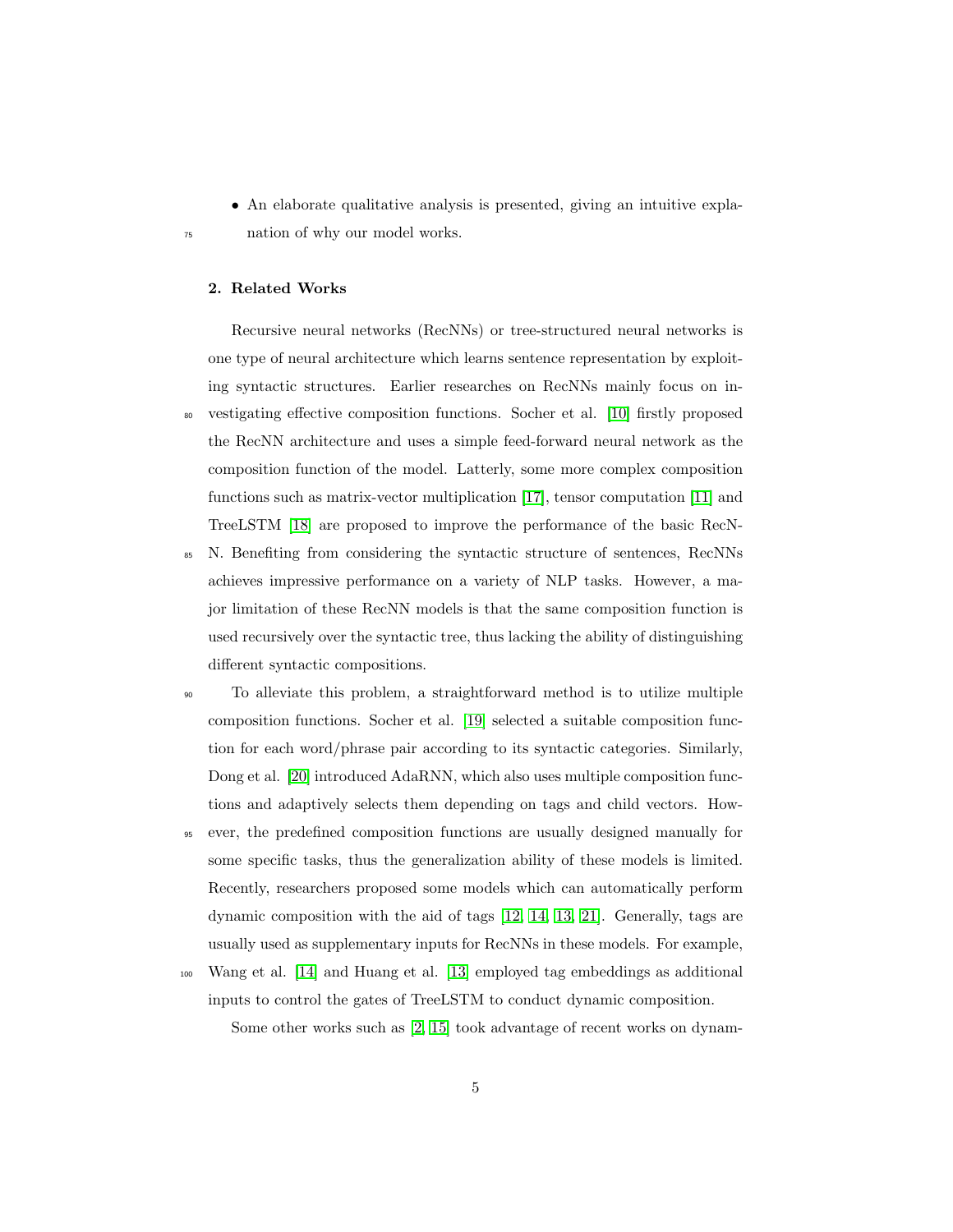- An elaborate qualitative analysis is presented, giving an intuitive explanation of why our model works.

## 2. Related Works

Recursive neural networks (RecNNs) or tree-structured neural networks is one type of neural architecture which learns sentence representation by exploiting syntactic structures. Earlier researches on RecNNs mainly focus on investigating effective composition functions. Socher et al. [10] firstly proposed the RecNN architecture and uses a simple feed-forward neural network as the composition function of the model. Latterly, some more complex composition functions such as matrix-vector multiplication [17], tensor computation [11] and TreeLSTM [18] are proposed to improve the performance of the basic RecNN. Benefiting from considering the syntactic structure of sentences, RecNNs achieves impressive performance on a variety of NLP tasks. However, a major limitation of these RecNN models is that the same composition function is used recursively over the syntactic tree, thus lacking the ability of distinguishing different syntactic compositions.

To alleviate this problem, a straightforward method is to utilize multiple composition functions. Socher et al. [19] selected a suitable composition function for each word/phrase pair according to its syntactic categories. Similarly, Dong et al. [20] introduced AdaRNN, which also uses multiple composition functions and adaptively selects them depending on tags and child vectors. However, the predefined composition functions are usually designed manually for some specific tasks, thus the generalization ability of these models is limited. Recently, researchers proposed some models which can automatically perform dynamic composition with the aid of tags [12, 14, 13, 21]. Generally, tags are usually used as supplementary inputs for RecNNs in these models. For example, Wang et al. [14] and Huang et al. [13] employed tag embeddings as additional inputs to control the gates of TreeLSTM to conduct dynamic composition.

Some other works such as [2, 15] took advantage of recent works on dynam-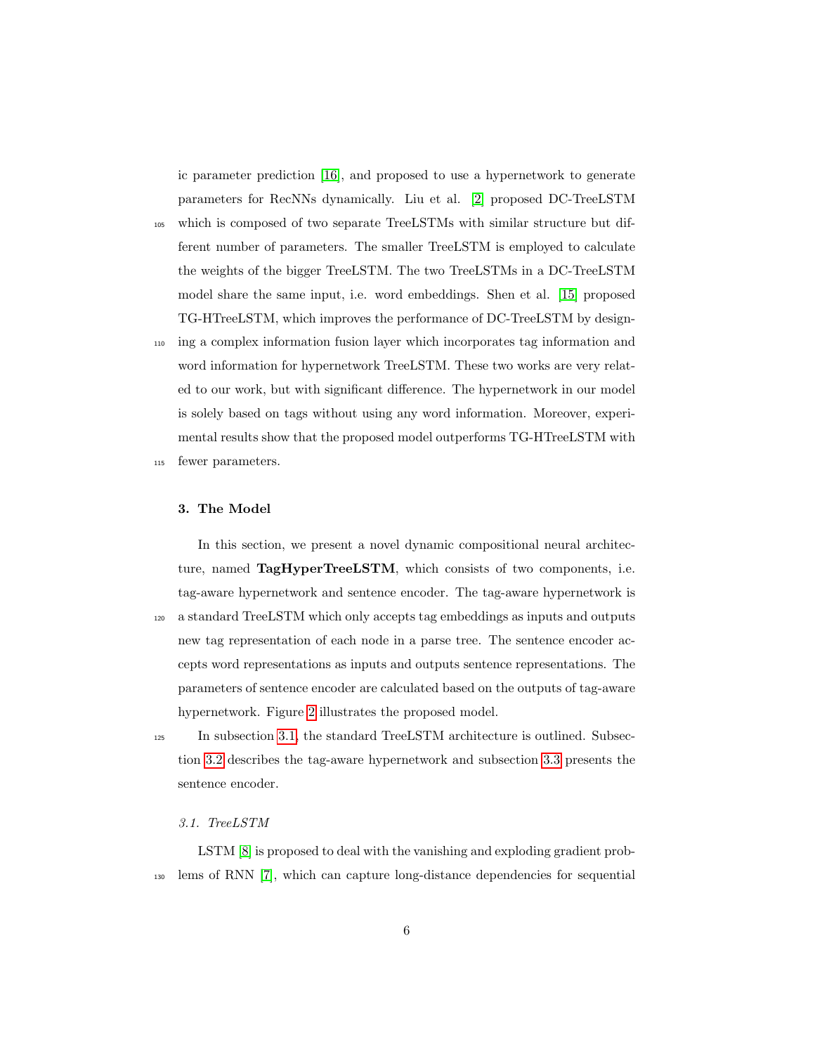ic parameter prediction [16], and proposed to use a hypernetwork to generate parameters for RecNNs dynamically. Liu et al. [2] proposed DC-TreeLSTM which is composed of two separate TreeLSTMs with similar structure but different number of parameters. The smaller TreeLSTM is employed to calculate the weights of the bigger TreeLSTM. The two TreeLSTMs in a DC-TreeLSTM model share the same input, i.e. word embeddings. Shen et al. [15] proposed TG-HTreeLSTM, which improves the performance of DC-TreeLSTM by designing a complex information fusion layer which incorporates tag information and word information for hypernetwork TreeLSTM. These two works are very related to our work, but with significant difference. The hypernetwork in our model is solely based on tags without using any word information. Moreover, experimental results show that the proposed model outperforms TG-HTreeLSTM with fewer parameters.

## 3. The Model

In this section, we present a novel dynamic compositional neural architecture, named **TagHyperTreeLSTM**, which consists of two components, i.e. tag-aware hypernetwork and sentence encoder. The tag-aware hypernetwork is a standard TreeLSTM which only accepts tag embeddings as inputs and outputs new tag representation of each node in a parse tree. The sentence encoder accepts word representations as inputs and outputs sentence representations. The parameters of sentence encoder are calculated based on the outputs of tag-aware hypernetwork. Figure 2 illustrates the proposed model.

In subsection 3.1, the standard TreeLSTM architecture is outlined. Subsection 3.2 describes the tag-aware hypernetwork and subsection 3.3 presents the sentence encoder.

### *3.1. TreeLSTM*

LSTM [8] is proposed to deal with the vanishing and exploding gradient problems of RNN [7], which can capture long-distance dependencies for sequential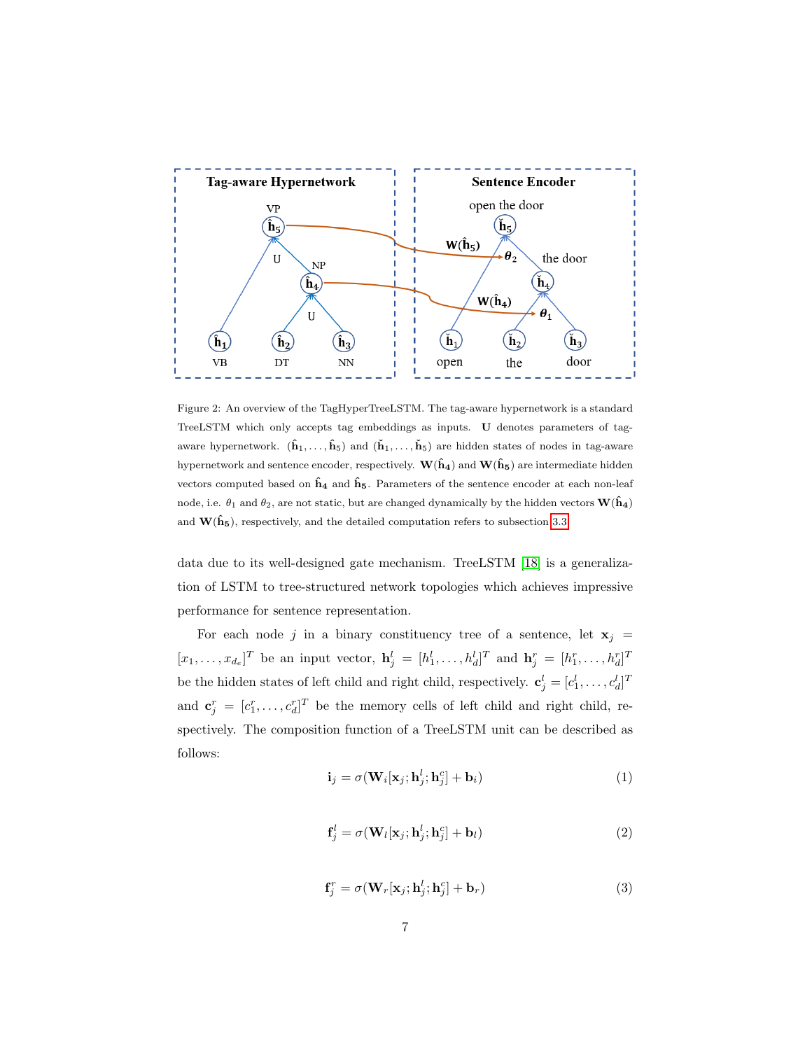Figure 2: An overview of the TagHyperTreeLSTM. The tag-aware hypernetwork is a standard TreeLSTM which only accepts tag embeddings as inputs. $\mathbf{U}$ denotes parameters of tag-aware hypernetwork. $(\hat{\mathbf{h}}_1, \ldots, \hat{\mathbf{h}}_5)$ and $(\check{\mathbf{h}}_1, \ldots, \check{\mathbf{h}}_5)$ are hidden states of nodes in tag-aware hypernetwork and sentence encoder, respectively. $\mathbf{W}(\hat{\mathbf{h}}_4)$ and $\mathbf{W}(\hat{\mathbf{h}}_5)$ are intermediate hidden vectors computed based on $\hat{\mathbf{h}}_4$ and $\hat{\mathbf{h}}_5$. Parameters of the sentence encoder at each non-leaf node, i.e. $\theta_1$ and $\theta_2$, are not static, but are changed dynamically by the hidden vectors $\mathbf{W}(\hat{\mathbf{h}}_4)$ and $\mathbf{W}(\hat{\mathbf{h}}_5)$, respectively, and the detailed computation refers to subsection 3.3.

data due to its well-designed gate mechanism. TreeLSTM [18] is a generalization of LSTM to tree-structured network topologies which achieves impressive performance for sentence representation.

For each node $j$ in a binary constituency tree of a sentence, let $\mathbf{x}_j = [x_1, \ldots, x_{d_e}]^T$ be an input vector, $\mathbf{h}_j^l = [h_1^l, \ldots, h_d^l]^T$ and $\mathbf{h}_j^r = [h_1^r, \ldots, h_d^r]^T$ be the hidden states of left child and right child, respectively. $\mathbf{c}_j^l = [c_1^l, \ldots, c_d^l]^T$ and $\mathbf{c}_j^r = [c_1^r, \ldots, c_d^r]^T$ be the memory cells of left child and right child, respectively. The composition function of a TreeLSTM unit can be described as follows:

$$\mathbf{i}_j = \sigma(\mathbf{W}_i[\mathbf{x}_j; \mathbf{h}_j^l; \mathbf{h}_j^c] + \mathbf{b}_i) \tag{1}$$

$$\mathbf{f}_j^l = \sigma(\mathbf{W}_l[\mathbf{x}_j; \mathbf{h}_j^l; \mathbf{h}_j^c] + \mathbf{b}_l) \tag{2}$$

$$\mathbf{f}_j^r = \sigma(\mathbf{W}_r[\mathbf{x}_j; \mathbf{h}_j^l; \mathbf{h}_j^c] + \mathbf{b}_r) \tag{3}$$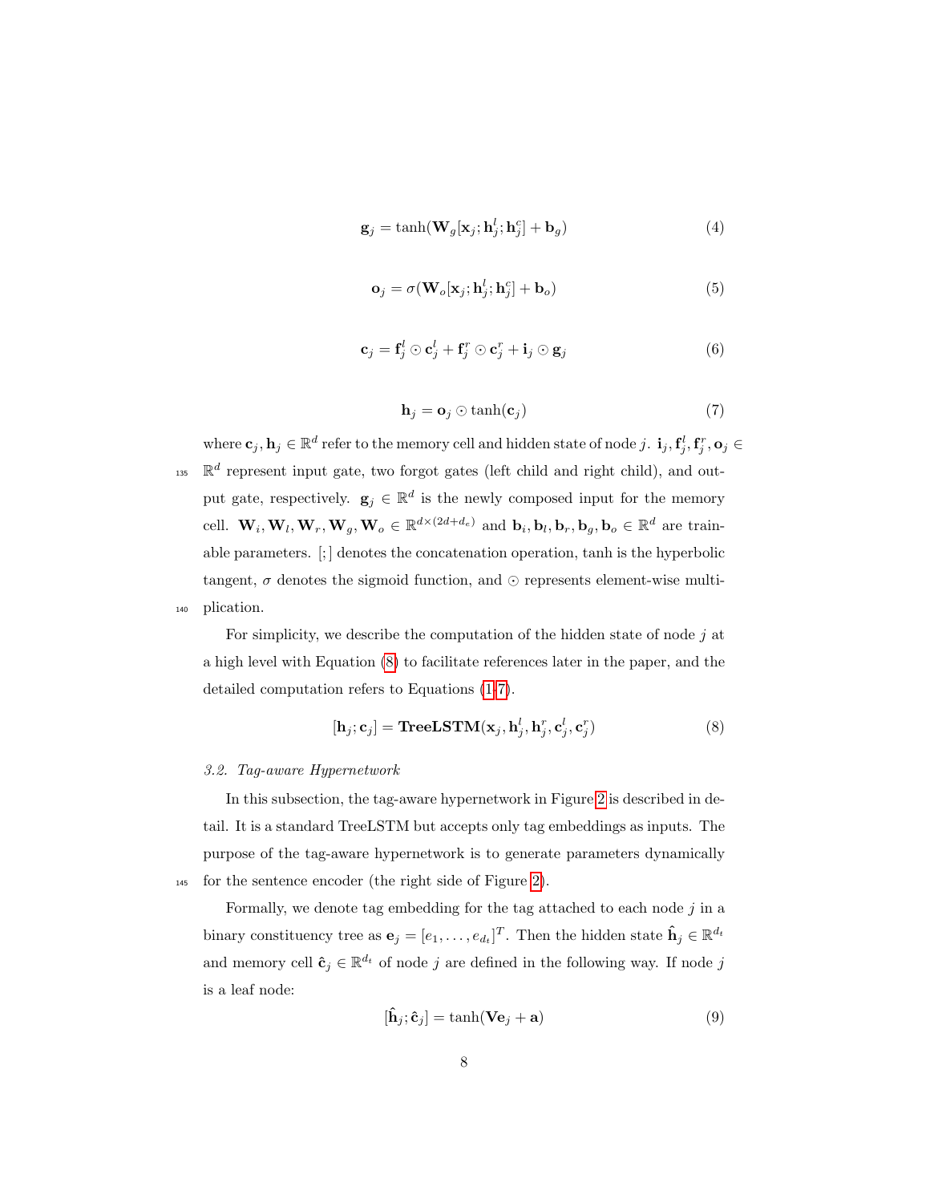$$\mathbf{g}_j = \tanh(\mathbf{W}_g[\mathbf{x}_j; \mathbf{h}_j^l; \mathbf{h}_j^c] + \mathbf{b}_g) \tag{4}$$

$$\mathbf{o}_j = \sigma(\mathbf{W}_o[\mathbf{x}_j; \mathbf{h}_j^l; \mathbf{h}_j^c] + \mathbf{b}_o) \tag{5}$$

$$\mathbf{c}_j = \mathbf{f}_j^l \odot \mathbf{c}_j^l + \mathbf{f}_j^r \odot \mathbf{c}_j^r + \mathbf{i}_j \odot \mathbf{g}_j \tag{6}$$

$$\mathbf{h}_j = \mathbf{o}_j \odot \tanh(\mathbf{c}_j) \tag{7}$$

where $\mathbf{c}_j, \mathbf{h}_j \in \mathbb{R}^d$ refer to the memory cell and hidden state of node $j$. $\mathbf{i}_j, \mathbf{f}_j^l, \mathbf{f}_j^r, \mathbf{o}_j \in \mathbb{R}^d$ represent input gate, two forgot gates (left child and right child), and output gate, respectively. $\mathbf{g}_j \in \mathbb{R}^d$ is the newly composed input for the memory cell. $\mathbf{W}_i, \mathbf{W}_l, \mathbf{W}_r, \mathbf{W}_g, \mathbf{W}_o \in \mathbb{R}^{d \times (2d+d_e)}$ and $\mathbf{b}_i, \mathbf{b}_l, \mathbf{b}_r, \mathbf{b}_g, \mathbf{b}_o \in \mathbb{R}^d$ are trainable parameters. $[;]$ denotes the concatenation operation, tanh is the hyperbolic tangent, $\sigma$ denotes the sigmoid function, and $\odot$ represents element-wise multiplication.

For simplicity, we describe the computation of the hidden state of node $j$ at a high level with Equation (8) to facilitate references later in the paper, and the detailed computation refers to Equations (1-7).

$$[\mathbf{h}_j; \mathbf{c}_j] = \mathbf{TreeLSTM}(\mathbf{x}_j, \mathbf{h}_j^l, \mathbf{h}_j^r, \mathbf{c}_j^l, \mathbf{c}_j^r) \tag{8}$$

### *3.2. Tag-aware Hypernetwork*

In this subsection, the tag-aware hypernetwork in Figure 2 is described in detail. It is a standard TreeLSTM but accepts only tag embeddings as inputs. The purpose of the tag-aware hypernetwork is to generate parameters dynamically for the sentence encoder (the right side of Figure 2).

Formally, we denote tag embedding for the tag attached to each node $j$ in a binary constituency tree as $\mathbf{e}_j = [e_1, \ldots, e_{d_t}]^T$. Then the hidden state $\hat{\mathbf{h}}_j \in \mathbb{R}^{d_t}$ and memory cell $\hat{\mathbf{c}}_j \in \mathbb{R}^{d_t}$ of node $j$ are defined in the following way. If node $j$ is a leaf node:

$$[\hat{\mathbf{h}}_j; \hat{\mathbf{c}}_j] = \tanh(\mathbf{V}\mathbf{e}_j + \mathbf{a}) \tag{9}$$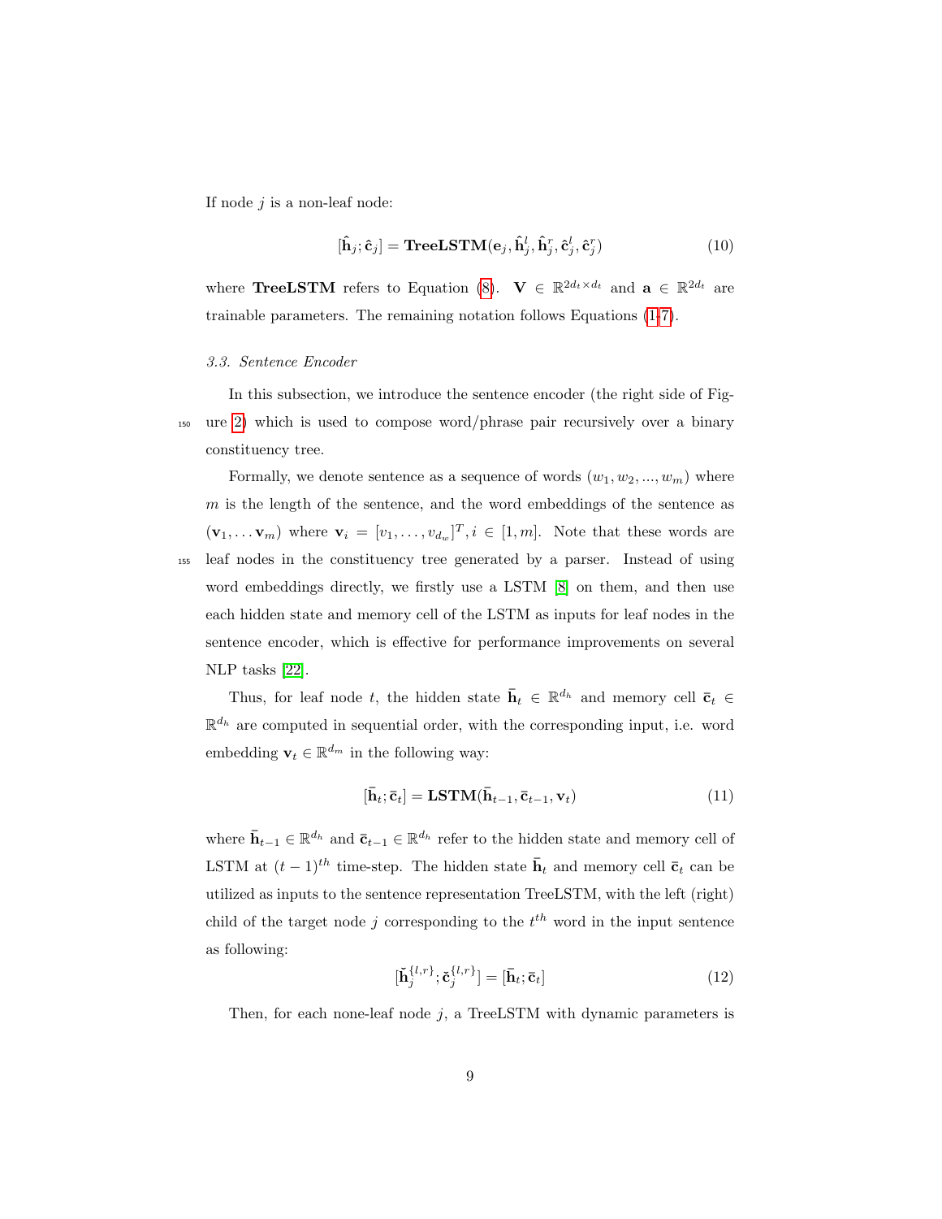If node $j$ is a non-leaf node:

$$[\hat{\mathbf{h}}_j; \hat{\mathbf{c}}_j] = \textbf{TreeLSTM}(\mathbf{e}_j, \hat{\mathbf{h}}_j^l, \hat{\mathbf{h}}_j^r, \hat{\mathbf{c}}_j^l, \hat{\mathbf{c}}_j^r) \tag{10}$$

where **TreeLSTM** refers to Equation (8). $\mathbf{V} \in \mathbb{R}^{2d_t \times d_t}$ and $\mathbf{a} \in \mathbb{R}^{2d_t}$ are trainable parameters. The remaining notation follows Equations (1-7).

### *3.3. Sentence Encoder*

In this subsection, we introduce the sentence encoder (the right side of Figure 2) which is used to compose word/phrase pair recursively over a binary constituency tree.

Formally, we denote sentence as a sequence of words $(w_1, w_2, ..., w_m)$ where $m$ is the length of the sentence, and the word embeddings of the sentence as $(\mathbf{v}_1, \ldots \mathbf{v}_m)$ where $\mathbf{v}_i = [v_1, \ldots, v_{d_w}]^T, i \in [1, m]$. Note that these words are leaf nodes in the constituency tree generated by a parser. Instead of using word embeddings directly, we firstly use a LSTM [8] on them, and then use each hidden state and memory cell of the LSTM as inputs for leaf nodes in the sentence encoder, which is effective for performance improvements on several NLP tasks [22].

Thus, for leaf node $t$, the hidden state $\bar{\mathbf{h}}_t \in \mathbb{R}^{d_h}$ and memory cell $\bar{\mathbf{c}}_t \in \mathbb{R}^{d_h}$ are computed in sequential order, with the corresponding input, i.e. word embedding $\mathbf{v}_t \in \mathbb{R}^{d_m}$ in the following way:

$$[\bar{\mathbf{h}}_t; \bar{\mathbf{c}}_t] = \textbf{LSTM}(\bar{\mathbf{h}}_{t-1}, \bar{\mathbf{c}}_{t-1}, \mathbf{v}_t) \tag{11}$$

where $\bar{\mathbf{h}}_{t-1} \in \mathbb{R}^{d_h}$ and $\bar{\mathbf{c}}_{t-1} \in \mathbb{R}^{d_h}$ refer to the hidden state and memory cell of LSTM at $(t-1)^{th}$ time-step. The hidden state $\bar{\mathbf{h}}_t$ and memory cell $\bar{\mathbf{c}}_t$ can be utilized as inputs to the sentence representation TreeLSTM, with the left (right) child of the target node $j$ corresponding to the $t^{th}$ word in the input sentence as following:

$$[\check{\mathbf{h}}_j^{\{l,r\}}; \check{\mathbf{c}}_j^{\{l,r\}}] = [\bar{\mathbf{h}}_t; \bar{\mathbf{c}}_t] \tag{12}$$

Then, for each none-leaf node $j$, a TreeLSTM with dynamic parameters is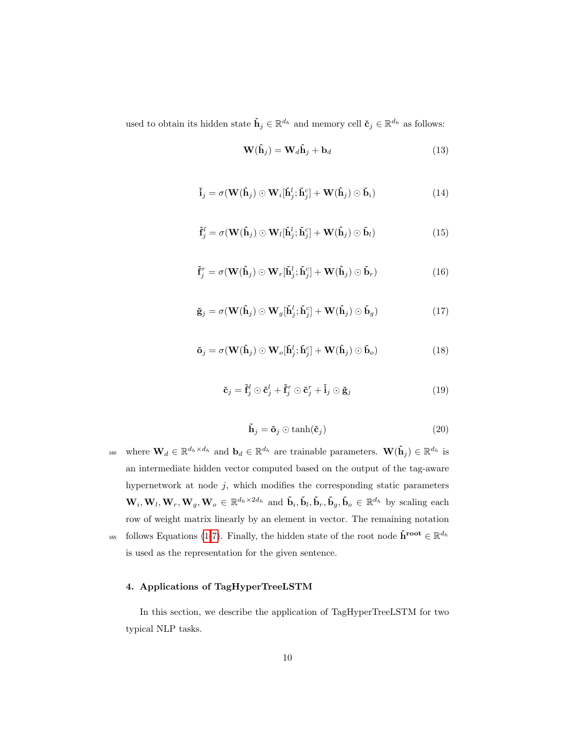used to obtain its hidden state $\check{\mathbf{h}}_j \in \mathbb{R}^{d_h}$ and memory cell $\check{\mathbf{c}}_j \in \mathbb{R}^{d_h}$ as follows:

$$\mathbf{W}(\hat{\mathbf{h}}_j) = \mathbf{W}_d \hat{\mathbf{h}}_j + \mathbf{b}_d \tag{13}$$

$$\check{\mathbf{i}}_j = \sigma(\mathbf{W}(\hat{\mathbf{h}}_j) \odot \mathbf{W}_i[\check{\mathbf{h}}_j^l; \check{\mathbf{h}}_j^c] + \mathbf{W}(\hat{\mathbf{h}}_j) \odot \check{\mathbf{b}}_i) \tag{14}$$

$$\check{\mathbf{f}}_j^l = \sigma(\mathbf{W}(\hat{\mathbf{h}}_j) \odot \mathbf{W}_l[\check{\mathbf{h}}_j^l; \check{\mathbf{h}}_j^c] + \mathbf{W}(\hat{\mathbf{h}}_j) \odot \check{\mathbf{b}}_l) \tag{15}$$

$$\check{\mathbf{f}}_j^r = \sigma(\mathbf{W}(\hat{\mathbf{h}}_j) \odot \mathbf{W}_r[\check{\mathbf{h}}_j^l; \check{\mathbf{h}}_j^c] + \mathbf{W}(\hat{\mathbf{h}}_j) \odot \check{\mathbf{b}}_r) \tag{16}$$

$$\check{\mathbf{g}}_j = \sigma(\mathbf{W}(\hat{\mathbf{h}}_j) \odot \mathbf{W}_g[\check{\mathbf{h}}_j^l; \check{\mathbf{h}}_j^c] + \mathbf{W}(\hat{\mathbf{h}}_j) \odot \check{\mathbf{b}}_g) \tag{17}$$

$$\check{\mathbf{o}}_j = \sigma(\mathbf{W}(\hat{\mathbf{h}}_j) \odot \mathbf{W}_o[\check{\mathbf{h}}_j^l; \check{\mathbf{h}}_j^c] + \mathbf{W}(\hat{\mathbf{h}}_j) \odot \check{\mathbf{b}}_o) \tag{18}$$

$$\check{\mathbf{c}}_j = \check{\mathbf{f}}_j^l \odot \check{\mathbf{c}}_j^l + \check{\mathbf{f}}_j^r \odot \check{\mathbf{c}}_j^r + \check{\mathbf{i}}_j \odot \check{\mathbf{g}}_j \tag{19}$$

$$\check{\mathbf{h}}_j = \check{\mathbf{o}}_j \odot \tanh(\check{\mathbf{c}}_j) \tag{20}$$

where $\mathbf{W}_d \in \mathbb{R}^{d_h \times d_h}$ and $\mathbf{b}_d \in \mathbb{R}^{d_h}$ are trainable parameters. $\mathbf{W}(\hat{\mathbf{h}}_j) \in \mathbb{R}^{d_h}$ is an intermediate hidden vector computed based on the output of the tag-aware hypernetwork at node $j$, which modifies the corresponding static parameters $\mathbf{W}_i, \mathbf{W}_l, \mathbf{W}_r, \mathbf{W}_g, \mathbf{W}_o \in \mathbb{R}^{d_h \times 2d_h}$ and $\check{\mathbf{b}}_i, \check{\mathbf{b}}_l, \check{\mathbf{b}}_r, \check{\mathbf{b}}_g, \check{\mathbf{b}}_o \in \mathbb{R}^{d_h}$ by scaling each row of weight matrix linearly by an element in vector. The remaining notation follows Equations (1-7). Finally, the hidden state of the root node $\check{\mathbf{h}}^{\mathbf{root}} \in \mathbb{R}^{d_h}$ is used as the representation for the given sentence.

## 4. Applications of TagHyperTreeLSTM

In this section, we describe the application of TagHyperTreeLSTM for two typical NLP tasks.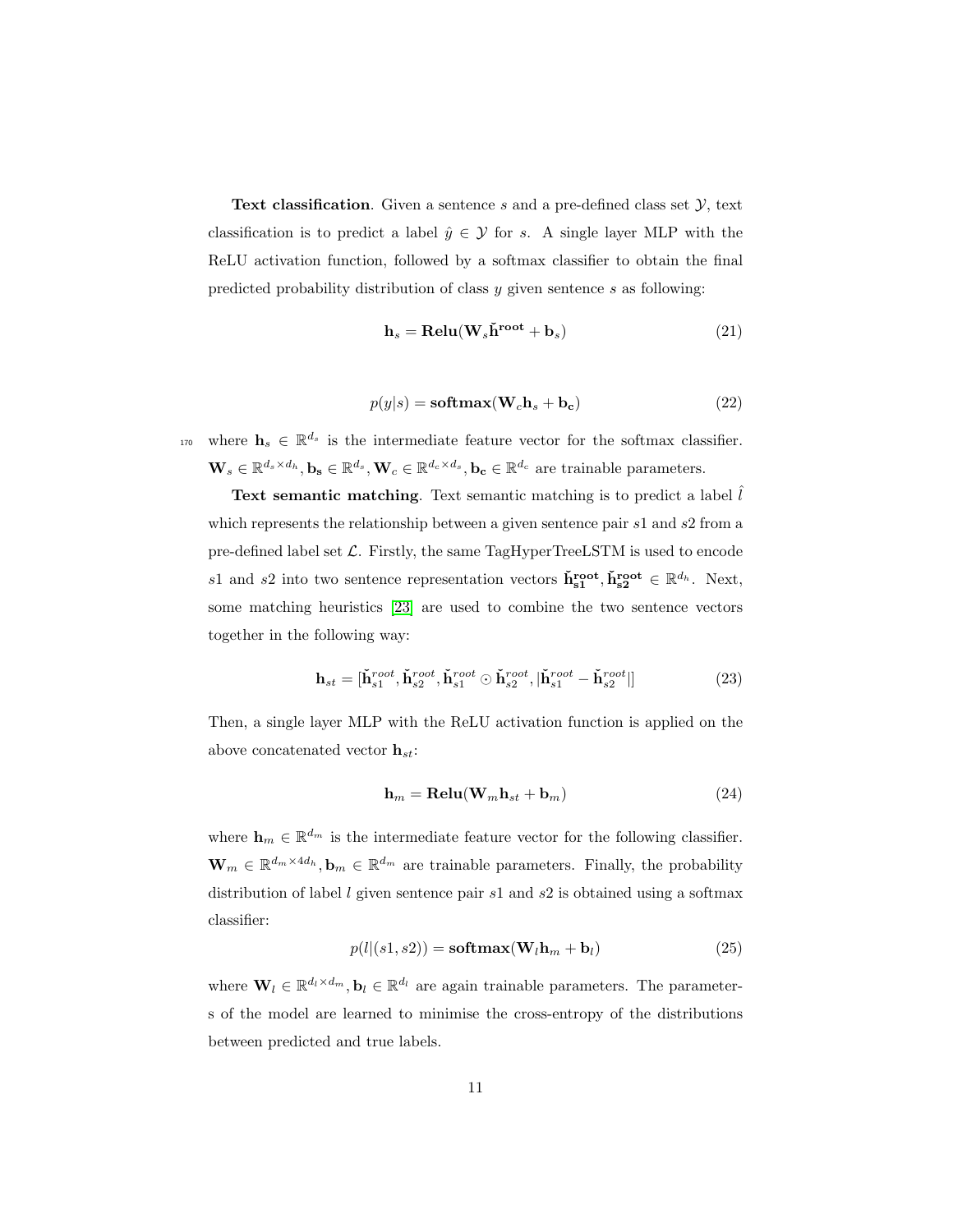**Text classification**. Given a sentence $s$ and a pre-defined class set $\mathcal{Y}$, text classification is to predict a label $\hat{y} \in \mathcal{Y}$ for $s$. A single layer MLP with the ReLU activation function, followed by a softmax classifier to obtain the final predicted probability distribution of class $y$ given sentence $s$ as following:

$$\mathbf{h}_s = \mathbf{Relu}(\mathbf{W}_s \check{\mathbf{h}}^{\mathbf{root}} + \mathbf{b}_s) \tag{21}$$

$$p(y|s) = \mathbf{softmax}(\mathbf{W}_c \mathbf{h}_s + \mathbf{b_c}) \tag{22}$$

where $\mathbf{h}_s \in \mathbb{R}^{d_s}$ is the intermediate feature vector for the softmax classifier. $\mathbf{W}_s \in \mathbb{R}^{d_s \times d_h}, \mathbf{b_s} \in \mathbb{R}^{d_s}, \mathbf{W}_c \in \mathbb{R}^{d_c \times d_s}, \mathbf{b_c} \in \mathbb{R}^{d_c}$ are trainable parameters.

**Text semantic matching**. Text semantic matching is to predict a label $\hat{l}$ which represents the relationship between a given sentence pair $s1$ and $s2$ from a pre-defined label set $\mathcal{L}$. Firstly, the same TagHyperTreeLSTM is used to encode $s1$ and $s2$ into two sentence representation vectors $\check{\mathbf{h}}_{\mathbf{s1}}^{\mathbf{root}}, \check{\mathbf{h}}_{\mathbf{s2}}^{\mathbf{root}} \in \mathbb{R}^{d_h}$. Next, some matching heuristics [23] are used to combine the two sentence vectors together in the following way:

$$\mathbf{h}_{st} = [\check{\mathbf{h}}_{s1}^{root}, \check{\mathbf{h}}_{s2}^{root}, \check{\mathbf{h}}_{s1}^{root} \odot \check{\mathbf{h}}_{s2}^{root}, |\check{\mathbf{h}}_{s1}^{root} - \check{\mathbf{h}}_{s2}^{root}|] \tag{23}$$

Then, a single layer MLP with the ReLU activation function is applied on the above concatenated vector $\mathbf{h}_{st}$:

$$\mathbf{h}_m = \mathbf{Relu}(\mathbf{W}_m \mathbf{h}_{st} + \mathbf{b}_m) \tag{24}$$

where $\mathbf{h}_m \in \mathbb{R}^{d_m}$ is the intermediate feature vector for the following classifier. $\mathbf{W}_m \in \mathbb{R}^{d_m \times 4d_h}, \mathbf{b}_m \in \mathbb{R}^{d_m}$ are trainable parameters. Finally, the probability distribution of label $l$ given sentence pair $s1$ and $s2$ is obtained using a softmax classifier:

$$p(l|(s1, s2)) = \mathbf{softmax}(\mathbf{W}_l \mathbf{h}_m + \mathbf{b}_l) \tag{25}$$

where $\mathbf{W}_l \in \mathbb{R}^{d_l \times d_m}, \mathbf{b}_l \in \mathbb{R}^{d_l}$ are again trainable parameters. The parameters of the model are learned to minimise the cross-entropy of the distributions between predicted and true labels.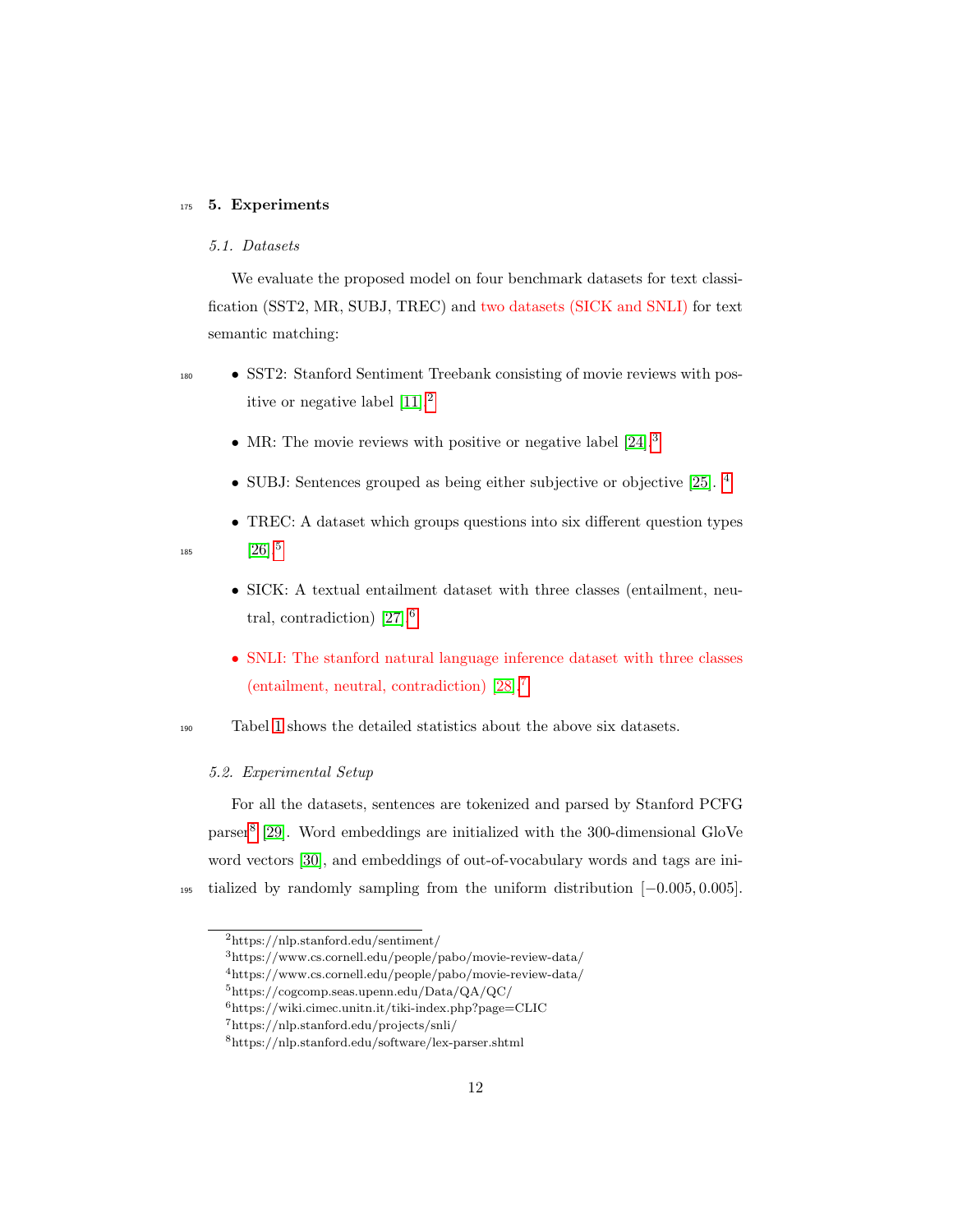## 5. Experiments

### 5.1. Datasets

We evaluate the proposed model on four benchmark datasets for text classification (SST2, MR, SUBJ, TREC) and two datasets (SICK and SNLI) for text semantic matching:

- SST2: Stanford Sentiment Treebank consisting of movie reviews with positive or negative label [11].[2]
- MR: The movie reviews with positive or negative label [24].[3]
- SUBJ: Sentences grouped as being either subjective or objective [25]. [4]
- TREC: A dataset which groups questions into six different question types [26].[5]
- SICK: A textual entailment dataset with three classes (entailment, neutral, contradiction) [27].[6]
- SNLI: The stanford natural language inference dataset with three classes (entailment, neutral, contradiction) [28].[7]

Tabel 1 shows the detailed statistics about the above six datasets.

### 5.2. Experimental Setup

For all the datasets, sentences are tokenized and parsed by Stanford PCFG parser[8] [29]. Word embeddings are initialized with the 300-dimensional GloVe word vectors [30], and embeddings of out-of-vocabulary words and tags are initialized by randomly sampling from the uniform distribution $[-0.005, 0.005]$.

---

[2] https://nlp.stanford.edu/sentiment/

[3] https://www.cs.cornell.edu/people/pabo/movie-review-data/

[4] https://www.cs.cornell.edu/people/pabo/movie-review-data/

[5] https://cogcomp.seas.upenn.edu/Data/QA/QC/

[6] https://wiki.cimec.unitn.it/tiki-index.php?page=CLIC

[7] https://nlp.stanford.edu/projects/snli/

[8] https://nlp.stanford.edu/software/lex-parser.shtml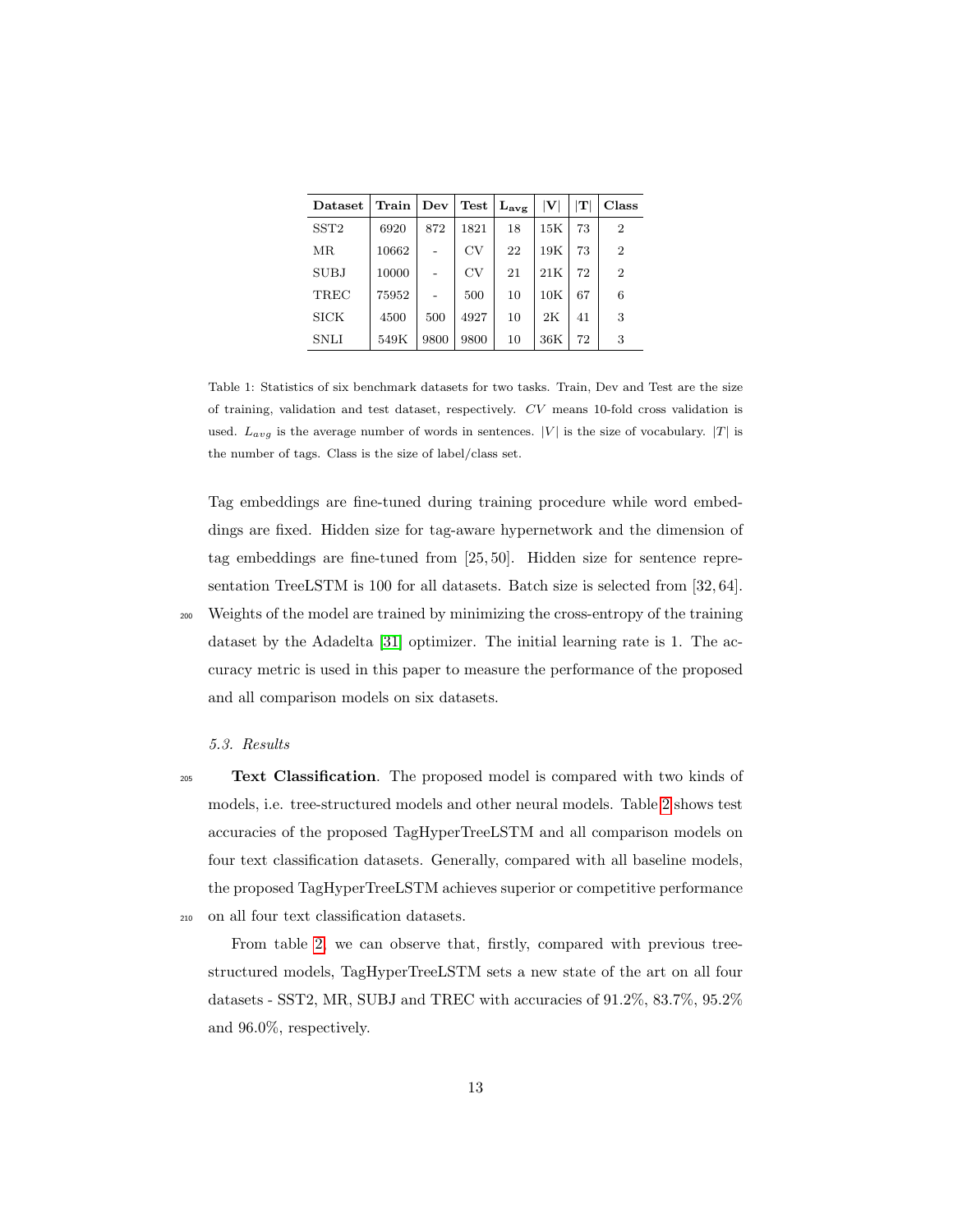| Dataset | Train | Dev | Test | $L_{avg}$ | \|V\| | \|T\| | Class |
|---|---|---|---|---|---|---|---|
| SST2 | 6920 | 872 | 1821 | 18 | 15K | 73 | 2 |
| MR | 10662 | - | CV | 22 | 19K | 73 | 2 |
| SUBJ | 10000 | - | CV | 21 | 21K | 72 | 2 |
| TREC | 75952 | - | 500 | 10 | 10K | 67 | 6 |
| SICK | 4500 | 500 | 4927 | 10 | 2K | 41 | 3 |
| SNLI | 549K | 9800 | 9800 | 10 | 36K | 72 | 3 |

Table 1: Statistics of six benchmark datasets for two tasks. Train, Dev and Test are the size of training, validation and test dataset, respectively. $CV$ means 10-fold cross validation is used. $L_{avg}$ is the average number of words in sentences. $|V|$ is the size of vocabulary. $|T|$ is the number of tags. Class is the size of label/class set.

Tag embeddings are fine-tuned during training procedure while word embeddings are fixed. Hidden size for tag-aware hypernetwork and the dimension of tag embeddings are fine-tuned from $[25, 50]$. Hidden size for sentence representation TreeLSTM is 100 for all datasets. Batch size is selected from $[32, 64]$. Weights of the model are trained by minimizing the cross-entropy of the training dataset by the Adadelta [31] optimizer. The initial learning rate is 1. The accuracy metric is used in this paper to measure the performance of the proposed and all comparison models on six datasets.

### 5.3. Results

**Text Classification**. The proposed model is compared with two kinds of models, i.e. tree-structured models and other neural models. Table 2 shows test accuracies of the proposed TagHyperTreeLSTM and all comparison models on four text classification datasets. Generally, compared with all baseline models, the proposed TagHyperTreeLSTM achieves superior or competitive performance on all four text classification datasets.

From table 2, we can observe that, firstly, compared with previous tree-structured models, TagHyperTreeLSTM sets a new state of the art on all four datasets - SST2, MR, SUBJ and TREC with accuracies of 91.2%, 83.7%, 95.2% and 96.0%, respectively.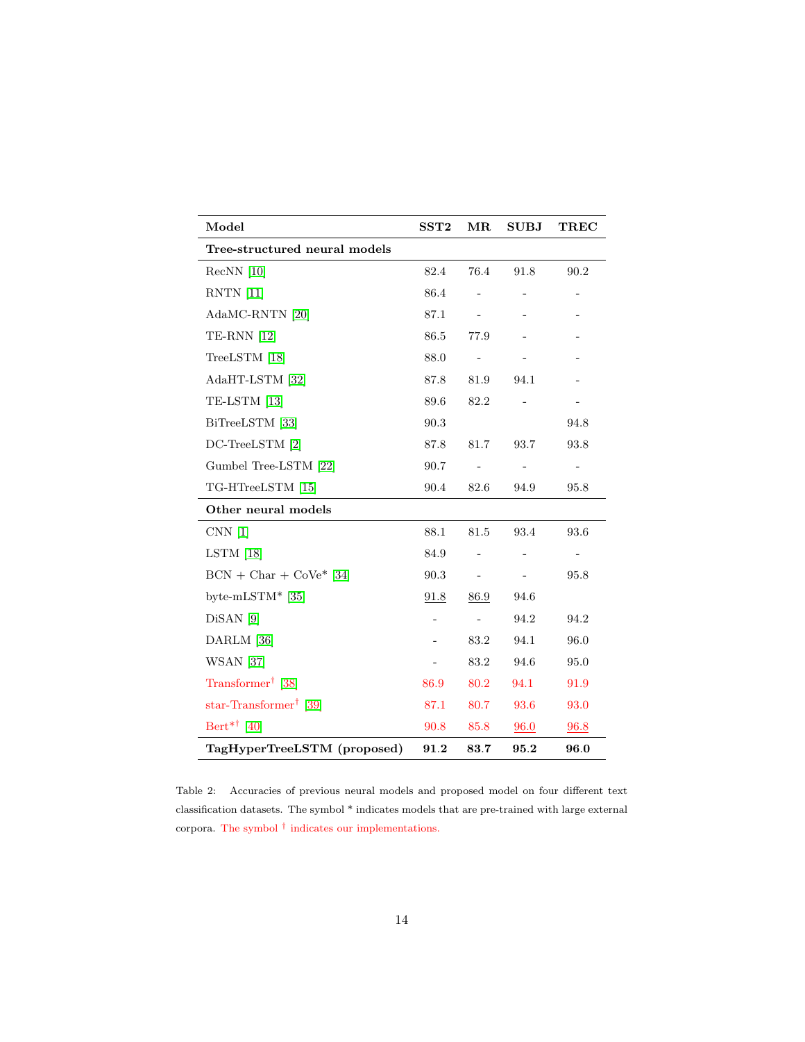| Model | SST2 | MR | SUBJ | TREC |
|---|---|---|---|---|
| **Tree-structured neural models** | | | | |
| RecNN [10] | 82.4 | 76.4 | 91.8 | 90.2 |
| RNTN [11] | 86.4 | - | - | - |
| AdaMC-RNTN [20] | 87.1 | - | - | - |
| TE-RNN [12] | 86.5 | 77.9 | - | - |
| TreeLSTM [18] | 88.0 | - | - | - |
| AdaHT-LSTM [32] | 87.8 | 81.9 | 94.1 | - |
| TE-LSTM [13] | 89.6 | 82.2 | - | - |
| BiTreeLSTM [33] | 90.3 | | | 94.8 |
| DC-TreeLSTM [2] | 87.8 | 81.7 | 93.7 | 93.8 |
| Gumbel Tree-LSTM [22] | 90.7 | - | - | - |
| TG-HTreeLSTM [15] | 90.4 | 82.6 | 94.9 | 95.8 |
| **Other neural models** | | | | |
| CNN [1] | 88.1 | 81.5 | 93.4 | 93.6 |
| LSTM [18] | 84.9 | - | - | - |
| BCN + Char + CoVe* [34] | 90.3 | - | - | 95.8 |
| byte-mLSTM* [35] | <u>91.8</u> | <u>86.9</u> | 94.6 | |
| DiSAN [9] | - | - | 94.2 | 94.2 |
| DARLM [36] | - | 83.2 | 94.1 | 96.0 |
| WSAN [37] | - | 83.2 | 94.6 | 95.0 |
| Transformer† [38] | 86.9 | 80.2 | 94.1 | 91.9 |
| star-Transformer† [39] | 87.1 | 80.7 | 93.6 | 93.0 |
| Bert*† [40] | 90.8 | 85.8 | <u>96.0</u> | <u>96.8</u> |
| **TagHyperTreeLSTM (proposed)** | **91.2** | **83.7** | **95.2** | **96.0** |

Table 2: Accuracies of previous neural models and proposed model on four different text classification datasets. The symbol * indicates models that are pre-trained with large external corpora. The symbol † indicates our implementations.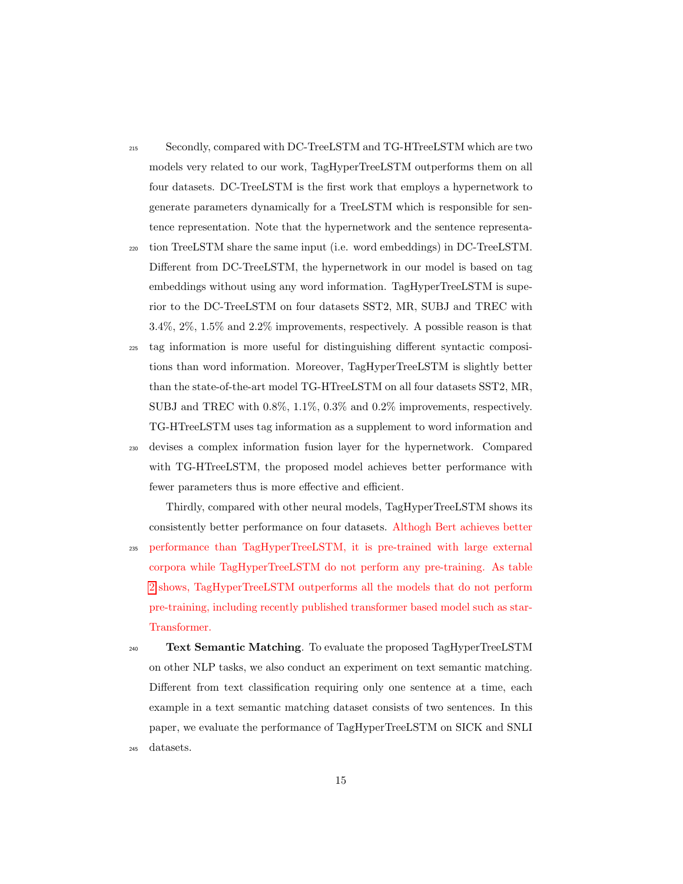Secondly, compared with DC-TreeLSTM and TG-HTreeLSTM which are two models very related to our work, TagHyperTreeLSTM outperforms them on all four datasets. DC-TreeLSTM is the first work that employs a hypernetwork to generate parameters dynamically for a TreeLSTM which is responsible for sentence representation. Note that the hypernetwork and the sentence representation TreeLSTM share the same input (i.e. word embeddings) in DC-TreeLSTM. Different from DC-TreeLSTM, the hypernetwork in our model is based on tag embeddings without using any word information. TagHyperTreeLSTM is superior to the DC-TreeLSTM on four datasets SST2, MR, SUBJ and TREC with 3.4%, 2%, 1.5% and 2.2% improvements, respectively. A possible reason is that tag information is more useful for distinguishing different syntactic compositions than word information. Moreover, TagHyperTreeLSTM is slightly better than the state-of-the-art model TG-HTreeLSTM on all four datasets SST2, MR, SUBJ and TREC with 0.8%, 1.1%, 0.3% and 0.2% improvements, respectively. TG-HTreeLSTM uses tag information as a supplement to word information and devises a complex information fusion layer for the hypernetwork. Compared with TG-HTreeLSTM, the proposed model achieves better performance with fewer parameters thus is more effective and efficient.

Thirdly, compared with other neural models, TagHyperTreeLSTM shows its consistently better performance on four datasets. Althogh Bert achieves better performance than TagHyperTreeLSTM, it is pre-trained with large external corpora while TagHyperTreeLSTM do not perform any pre-training. As table 2 shows, TagHyperTreeLSTM outperforms all the models that do not perform pre-training, including recently published transformer based model such as star-Transformer.

**Text Semantic Matching**. To evaluate the proposed TagHyperTreeLSTM on other NLP tasks, we also conduct an experiment on text semantic matching. Different from text classification requiring only one sentence at a time, each example in a text semantic matching dataset consists of two sentences. In this paper, we evaluate the performance of TagHyperTreeLSTM on SICK and SNLI datasets.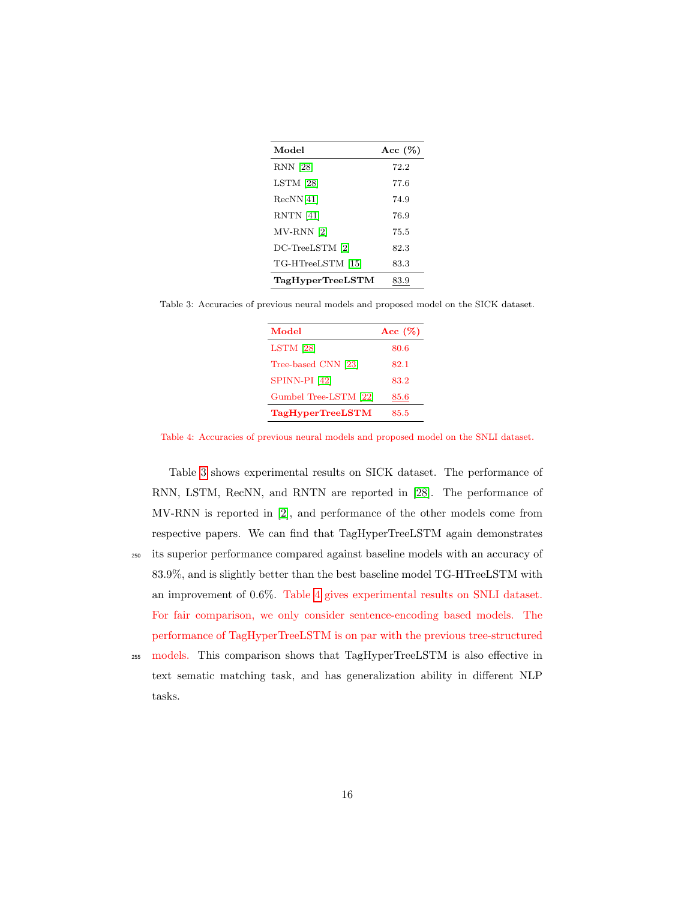| **Model** | **Acc (%)** |
|---|---|
| RNN [28] | 72.2 |
| LSTM [28] | 77.6 |
| RecNN[41] | 74.9 |
| RNTN [41] | 76.9 |
| MV-RNN [2] | 75.5 |
| DC-TreeLSTM [2] | 82.3 |
| TG-HTreeLSTM [15] | 83.3 |
| **TagHyperTreeLSTM** | 83.9 |

Table 3: Accuracies of previous neural models and proposed model on the SICK dataset.

| **Model** | **Acc (%)** |
|---|---|
| LSTM [28] | 80.6 |
| Tree-based CNN [23] | 82.1 |
| SPINN-PI [42] | 83.2 |
| Gumbel Tree-LSTM [22] | 85.6 |
| **TagHyperTreeLSTM** | 85.5 |

Table 4: Accuracies of previous neural models and proposed model on the SNLI dataset.

Table 3 shows experimental results on SICK dataset. The performance of RNN, LSTM, RecNN, and RNTN are reported in [28]. The performance of MV-RNN is reported in [2], and performance of the other models come from respective papers. We can find that TagHyperTreeLSTM again demonstrates its superior performance compared against baseline models with an accuracy of 83.9%, and is slightly better than the best baseline model TG-HTreeLSTM with an improvement of 0.6%. Table 4 gives experimental results on SNLI dataset. For fair comparison, we only consider sentence-encoding based models. The performance of TagHyperTreeLSTM is on par with the previous tree-structured models. This comparison shows that TagHyperTreeLSTM is also effective in text sematic matching task, and has generalization ability in different NLP tasks.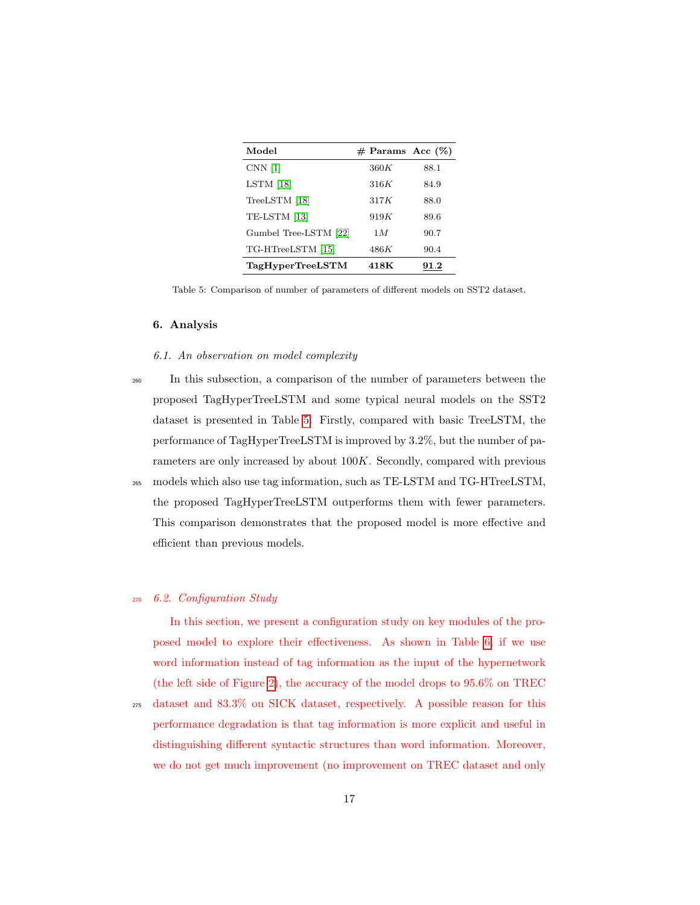| **Model** | **# Params** | **Acc (%)** |
|---|---|---|
| CNN [1] | $360K$ | 88.1 |
| LSTM [18] | $316K$ | 84.9 |
| TreeLSTM [18] | $317K$ | 88.0 |
| TE-LSTM [13] | $919K$ | 89.6 |
| Gumbel Tree-LSTM [22] | $1M$ | 90.7 |
| TG-HTreeLSTM [15] | $486K$ | 90.4 |
| **TagHyperTreeLSTM** | **418K** | **91.2** |

Table 5: Comparison of number of parameters of different models on SST2 dataset.

## 6. Analysis

### 6.1. An observation on model complexity

In this subsection, a comparison of the number of parameters between the proposed TagHyperTreeLSTM and some typical neural models on the SST2 dataset is presented in Table 5. Firstly, compared with basic TreeLSTM, the performance of TagHyperTreeLSTM is improved by 3.2%, but the number of parameters are only increased by about $100K$. Secondly, compared with previous models which also use tag information, such as TE-LSTM and TG-HTreeLSTM, the proposed TagHyperTreeLSTM outperforms them with fewer parameters. This comparison demonstrates that the proposed model is more effective and efficient than previous models.

### 6.2. Configuration Study

In this section, we present a configuration study on key modules of the proposed model to explore their effectiveness. As shown in Table 6, if we use word information instead of tag information as the input of the hypernetwork (the left side of Figure 2), the accuracy of the model drops to 95.6% on TREC dataset and 83.3% on SICK dataset, respectively. A possible reason for this performance degradation is that tag information is more explicit and useful in distinguishing different syntactic structures than word information. Moreover, we do not get much improvement (no improvement on TREC dataset and only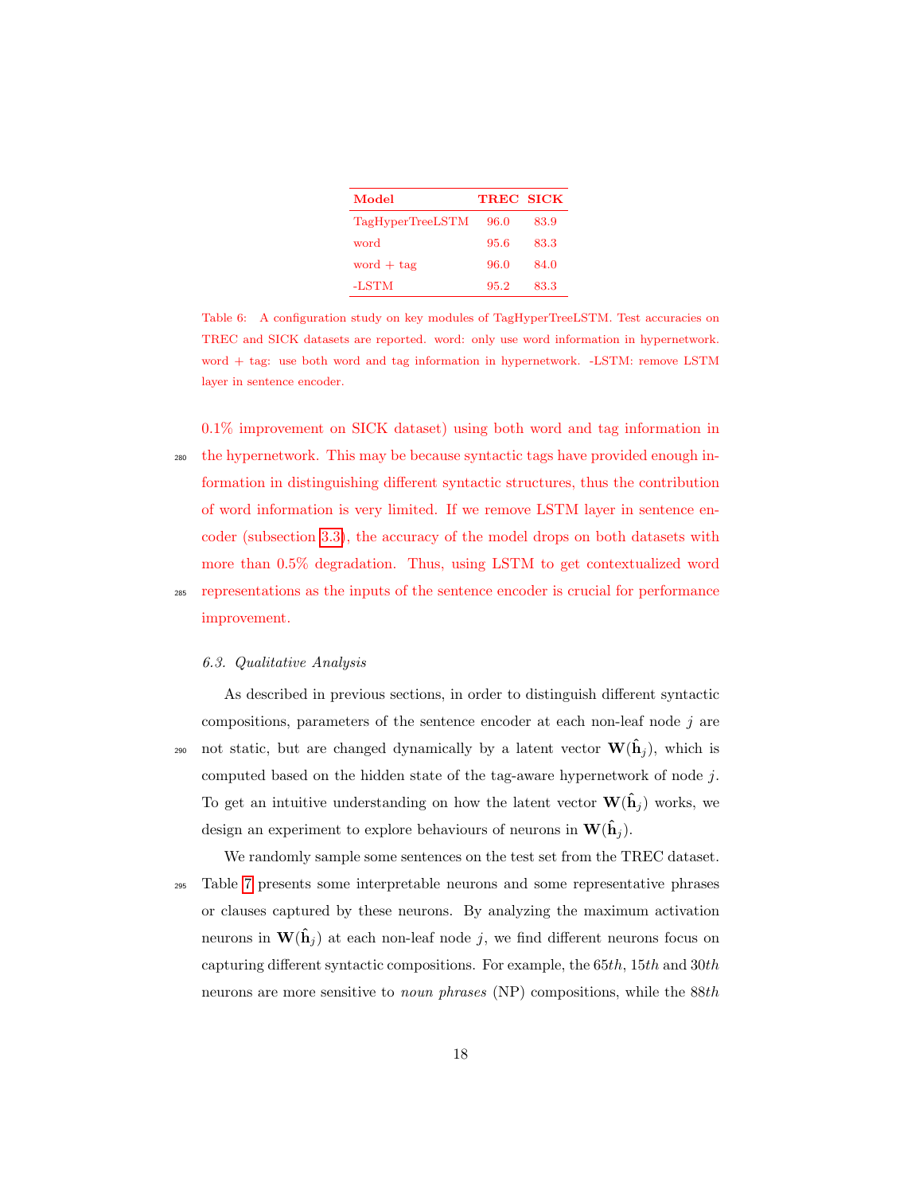| Model | TREC | SICK |
|---|---|---|
| TagHyperTreeLSTM | 96.0 | 83.9 |
| word | 95.6 | 83.3 |
| word + tag | 96.0 | 84.0 |
| -LSTM | 95.2 | 83.3 |

Table 6: A configuration study on key modules of TagHyperTreeLSTM. Test accuracies on TREC and SICK datasets are reported. word: only use word information in hypernetwork. word + tag: use both word and tag information in hypernetwork. -LSTM: remove LSTM layer in sentence encoder.

0.1% improvement on SICK dataset) using both word and tag information in the hypernetwork. This may be because syntactic tags have provided enough information in distinguishing different syntactic structures, thus the contribution of word information is very limited. If we remove LSTM layer in sentence encoder (subsection 3.3), the accuracy of the model drops on both datasets with more than 0.5% degradation. Thus, using LSTM to get contextualized word representations as the inputs of the sentence encoder is crucial for performance improvement.

### 6.3. Qualitative Analysis

As described in previous sections, in order to distinguish different syntactic compositions, parameters of the sentence encoder at each non-leaf node $j$ are not static, but are changed dynamically by a latent vector $\mathbf{W}(\hat{\mathbf{h}}_j)$, which is computed based on the hidden state of the tag-aware hypernetwork of node $j$. To get an intuitive understanding on how the latent vector $\mathbf{W}(\hat{\mathbf{h}}_j)$ works, we design an experiment to explore behaviours of neurons in $\mathbf{W}(\hat{\mathbf{h}}_j)$.

We randomly sample some sentences on the test set from the TREC dataset. Table 7 presents some interpretable neurons and some representative phrases or clauses captured by these neurons. By analyzing the maximum activation neurons in $\mathbf{W}(\hat{\mathbf{h}}_j)$ at each non-leaf node $j$, we find different neurons focus on capturing different syntactic compositions. For example, the $65th$, $15th$ and $30th$ neurons are more sensitive to *noun phrases* (NP) compositions, while the $88th$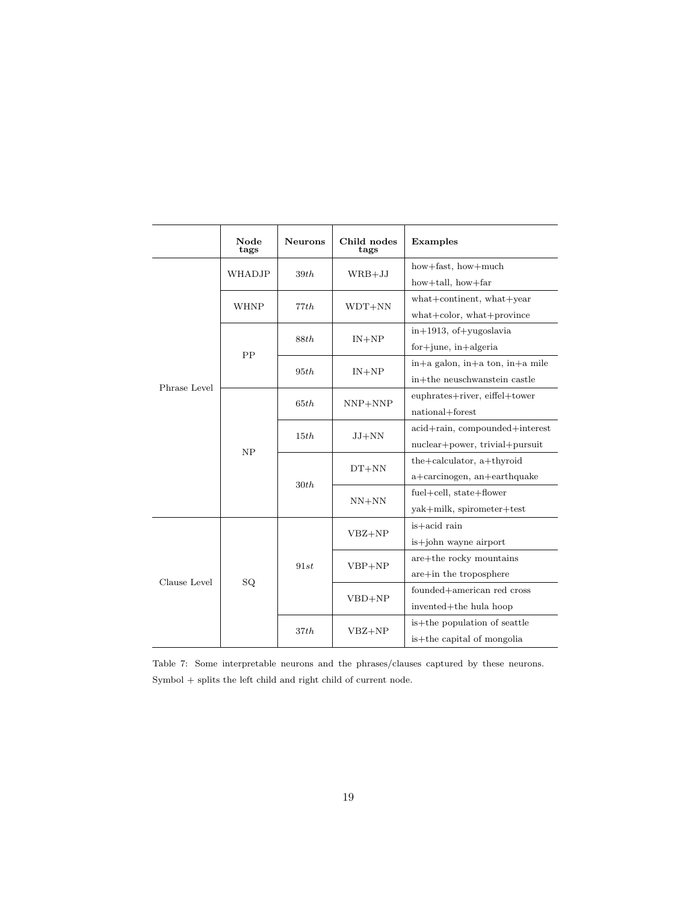|  | Node tags | Neurons | Child nodes tags | Examples |
|---|---|---|---|---|
| Phrase Level | WHADJP | $39th$ | WRB+JJ | how+fast, how+much<br>how+tall, how+far |
|  | WHNP | $77th$ | WDT+NN | what+continent, what+year<br>what+color, what+province |
|  | PP | $88th$ | IN+NP | in+1913, of+yugoslavia<br>for+june, in+algeria |
|  |  | $95th$ | IN+NP | in+a galon, in+a ton, in+a mile<br>in+the neuschwanstein castle |
|  | NP | $65th$ | NNP+NNP | euphrates+river, eiffel+tower<br>national+forest |
|  |  | $15th$ | JJ+NN | acid+rain, compounded+interest<br>nuclear+power, trivial+pursuit |
|  |  | $30th$ | DT+NN | the+calculator, a+thyroid<br>a+carcinogen, an+earthquake |
|  |  |  | NN+NN | fuel+cell, state+flower<br>yak+milk, spirometer+test |
| Clause Level | SQ | $91st$ | VBZ+NP | is+acid rain<br>is+john wayne airport |
|  |  |  | VBP+NP | are+the rocky mountains<br>are+in the troposphere |
|  |  |  | VBD+NP | founded+american red cross<br>invented+the hula hoop |
|  |  | $37th$ | VBZ+NP | is+the population of seattle<br>is+the capital of mongolia |

Table 7: Some interpretable neurons and the phrases/clauses captured by these neurons. Symbol + splits the left child and right child of current node.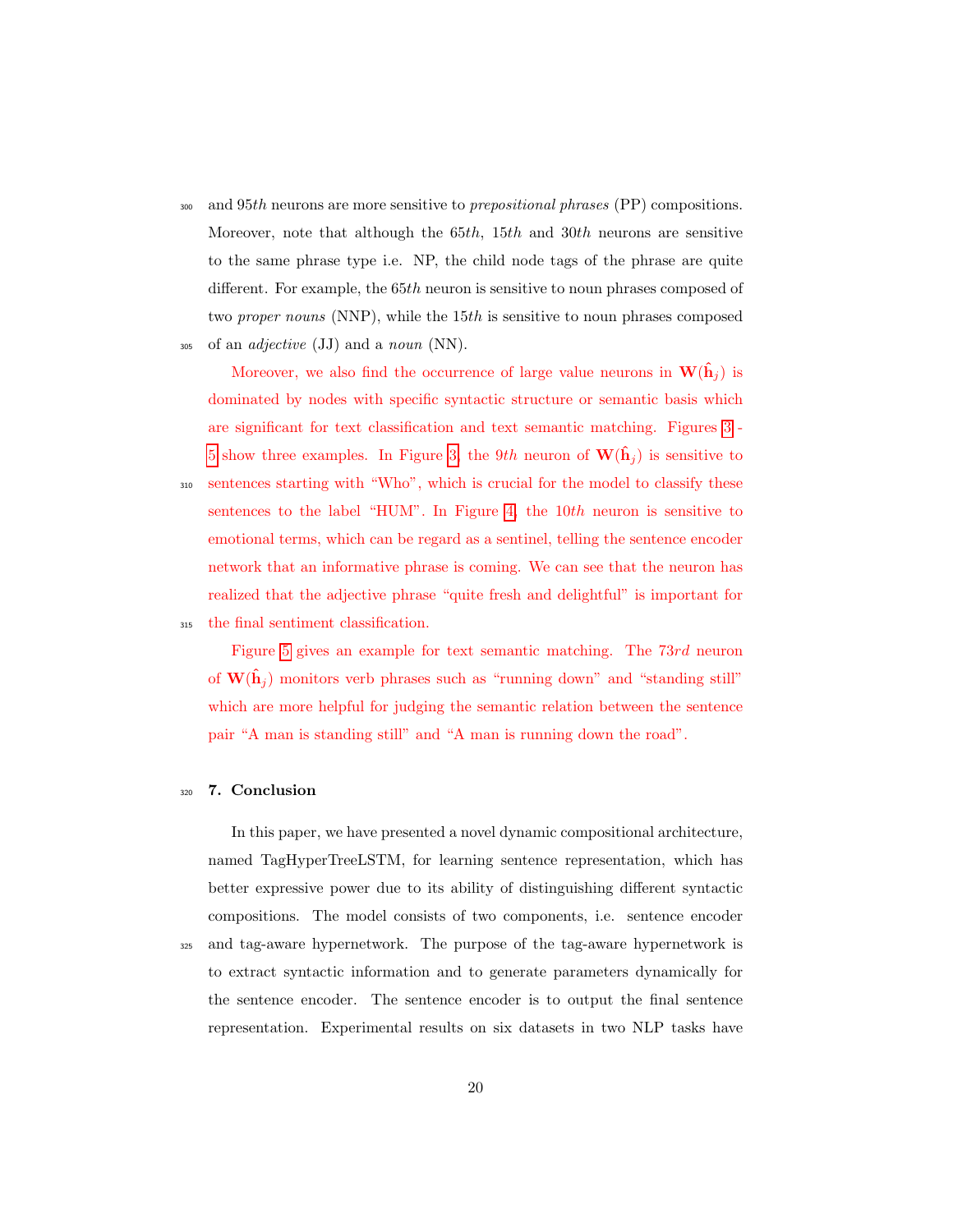and 95*th* neurons are more sensitive to *prepositional phrases* (PP) compositions. Moreover, note that although the 65*th*, 15*th* and 30*th* neurons are sensitive to the same phrase type i.e. NP, the child node tags of the phrase are quite different. For example, the 65*th* neuron is sensitive to noun phrases composed of two *proper nouns* (NNP), while the 15*th* is sensitive to noun phrases composed of an *adjective* (JJ) and a *noun* (NN).

Moreover, we also find the occurrence of large value neurons in $\mathbf{W}(\hat{\mathbf{h}}_j)$ is dominated by nodes with specific syntactic structure or semantic basis which are significant for text classification and text semantic matching. Figures 3 - 5 show three examples. In Figure 3, the 9*th* neuron of $\mathbf{W}(\hat{\mathbf{h}}_j)$ is sensitive to sentences starting with "Who", which is crucial for the model to classify these sentences to the label "HUM". In Figure 4, the 10*th* neuron is sensitive to emotional terms, which can be regard as a sentinel, telling the sentence encoder network that an informative phrase is coming. We can see that the neuron has realized that the adjective phrase "quite fresh and delightful" is important for the final sentiment classification.

Figure 5 gives an example for text semantic matching. The 73*rd* neuron of $\mathbf{W}(\hat{\mathbf{h}}_j)$ monitors verb phrases such as "running down" and "standing still" which are more helpful for judging the semantic relation between the sentence pair "A man is standing still" and "A man is running down the road".

## 7. Conclusion

In this paper, we have presented a novel dynamic compositional architecture, named TagHyperTreeLSTM, for learning sentence representation, which has better expressive power due to its ability of distinguishing different syntactic compositions. The model consists of two components, i.e. sentence encoder and tag-aware hypernetwork. The purpose of the tag-aware hypernetwork is to extract syntactic information and to generate parameters dynamically for the sentence encoder. The sentence encoder is to output the final sentence representation. Experimental results on six datasets in two NLP tasks have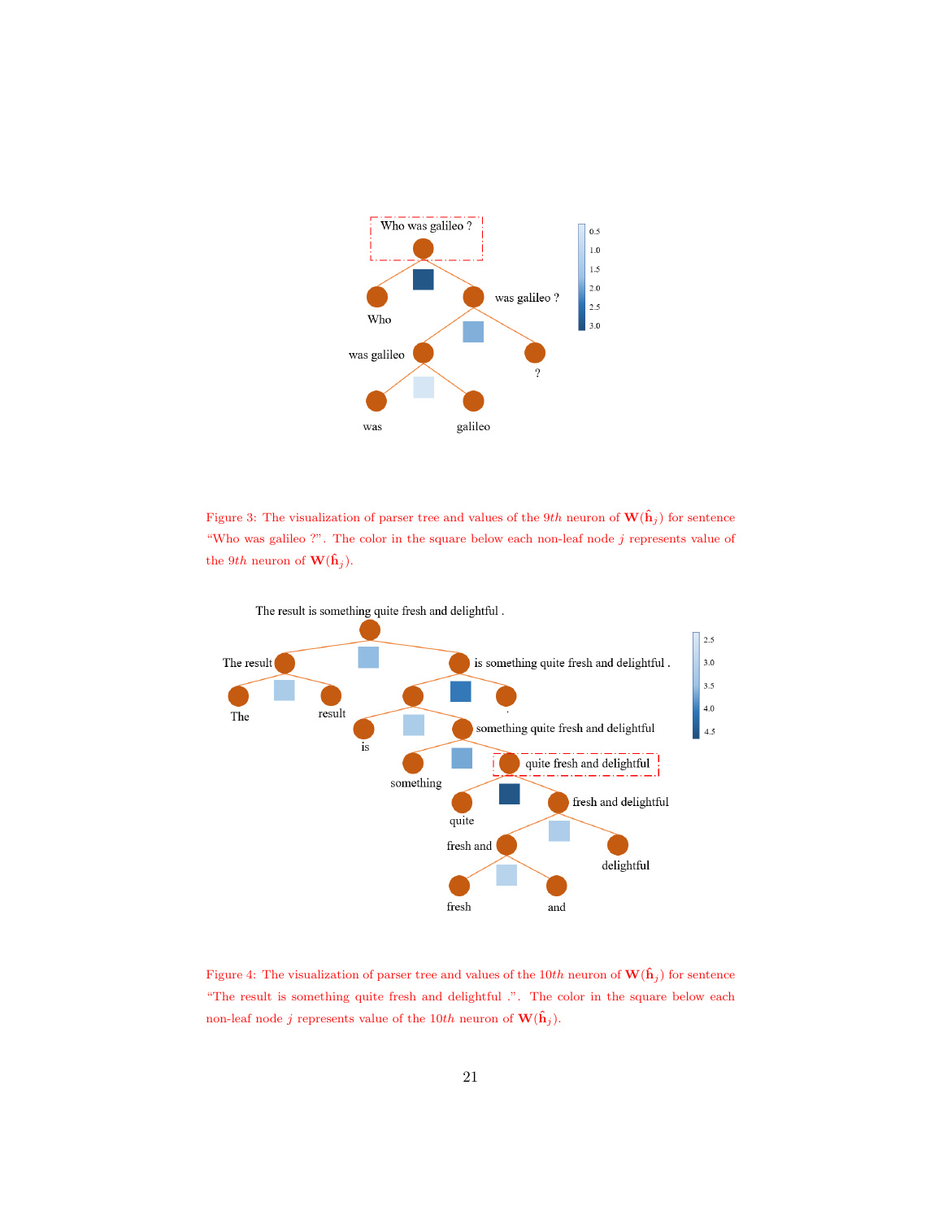Figure 3: The visualization of parser tree and values of the $9th$ neuron of $\mathbf{W}(\hat{\mathbf{h}}_j)$ for sentence "Who was galileo ?". The color in the square below each non-leaf node $j$ represents value of the $9th$ neuron of $\mathbf{W}(\hat{\mathbf{h}}_j)$.

Figure 4: The visualization of parser tree and values of the $10th$ neuron of $\mathbf{W}(\hat{\mathbf{h}}_j)$ for sentence "The result is something quite fresh and delightful .". The color in the square below each non-leaf node $j$ represents value of the $10th$ neuron of $\mathbf{W}(\hat{\mathbf{h}}_j)$.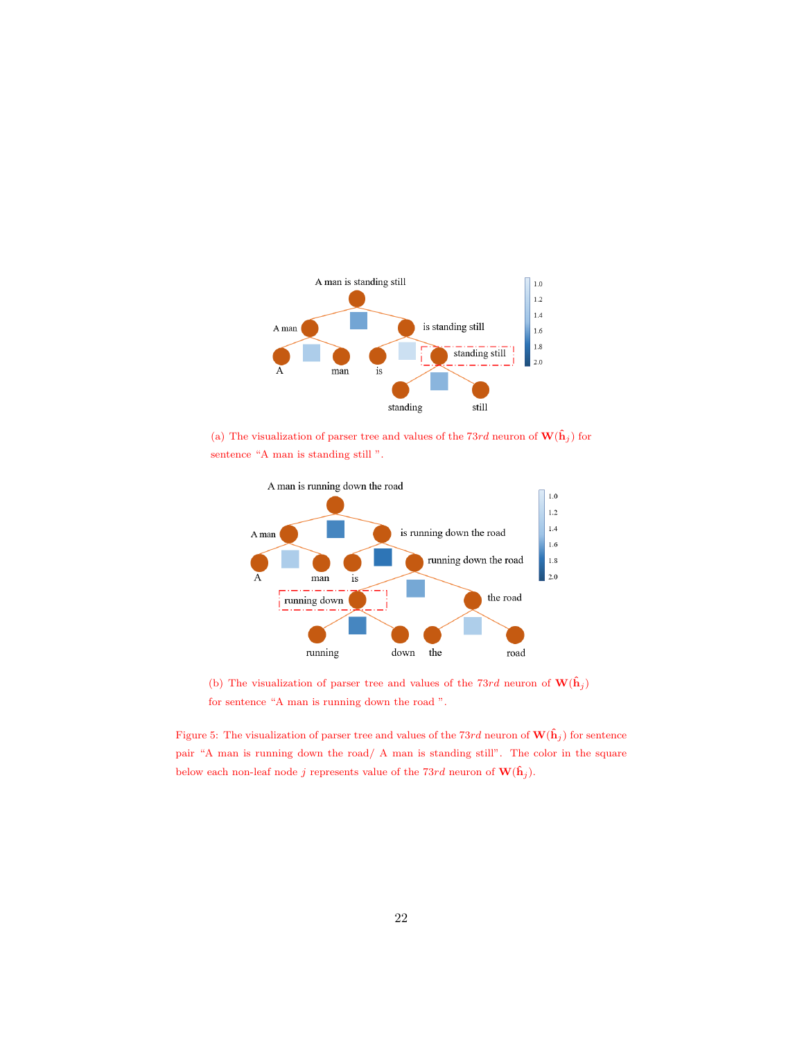(a) The visualization of parser tree and values of the $73rd$ neuron of $\mathbf{W}(\hat{\mathbf{h}}_j)$ for sentence "A man is standing still ".

(b) The visualization of parser tree and values of the $73rd$ neuron of $\mathbf{W}(\hat{\mathbf{h}}_j)$ for sentence "A man is running down the road ".

Figure 5: The visualization of parser tree and values of the $73rd$ neuron of $\mathbf{W}(\hat{\mathbf{h}}_j)$ for sentence pair "A man is running down the road/ A man is standing still". The color in the square below each non-leaf node $j$ represents value of the $73rd$ neuron of $\mathbf{W}(\hat{\mathbf{h}}_j)$.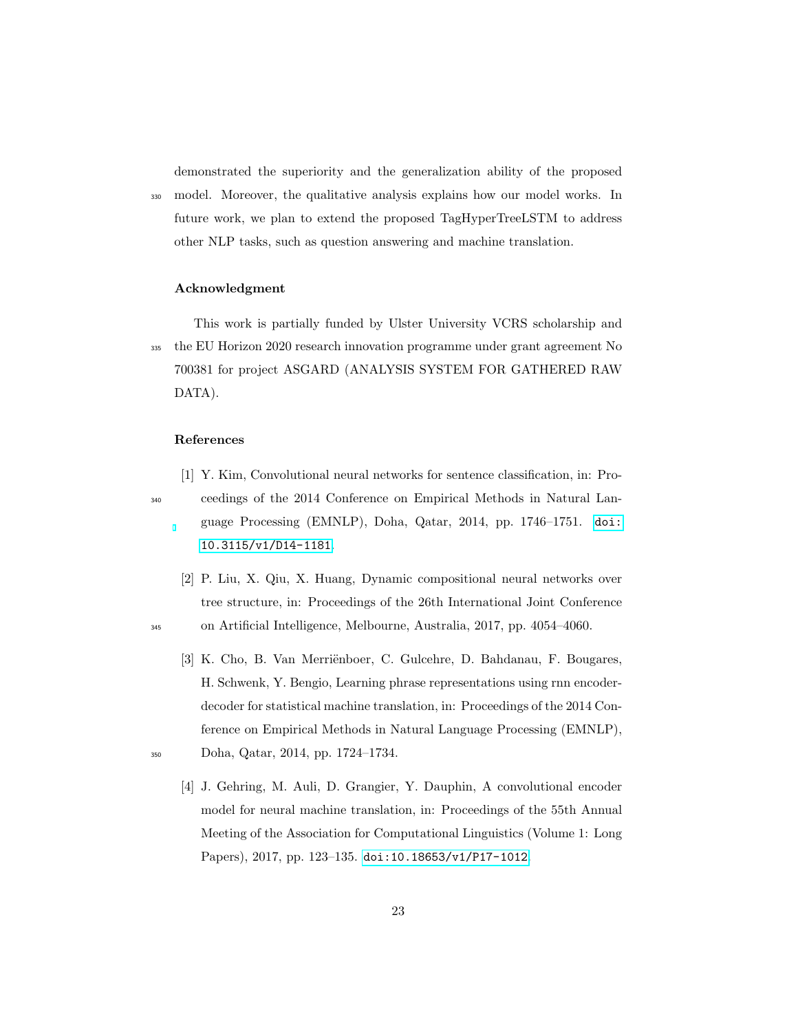demonstrated the superiority and the generalization ability of the proposed model. Moreover, the qualitative analysis explains how our model works. In future work, we plan to extend the proposed TagHyperTreeLSTM to address other NLP tasks, such as question answering and machine translation.

### Acknowledgment

This work is partially funded by Ulster University VCRS scholarship and the EU Horizon 2020 research innovation programme under grant agreement No 700381 for project ASGARD (ANALYSIS SYSTEM FOR GATHERED RAW DATA).

### References

[1] Y. Kim, Convolutional neural networks for sentence classification, in: Proceedings of the 2014 Conference on Empirical Methods in Natural Language Processing (EMNLP), Doha, Qatar, 2014, pp. 1746–1751. doi:10.3115/v1/D14-1181.

[2] P. Liu, X. Qiu, X. Huang, Dynamic compositional neural networks over tree structure, in: Proceedings of the 26th International Joint Conference on Artificial Intelligence, Melbourne, Australia, 2017, pp. 4054–4060.

[3] K. Cho, B. Van Merriënboer, C. Gulcehre, D. Bahdanau, F. Bougares, H. Schwenk, Y. Bengio, Learning phrase representations using rnn encoder-decoder for statistical machine translation, in: Proceedings of the 2014 Conference on Empirical Methods in Natural Language Processing (EMNLP), Doha, Qatar, 2014, pp. 1724–1734.

[4] J. Gehring, M. Auli, D. Grangier, Y. Dauphin, A convolutional encoder model for neural machine translation, in: Proceedings of the 55th Annual Meeting of the Association for Computational Linguistics (Volume 1: Long Papers), 2017, pp. 123–135. doi:10.18653/v1/P17-1012.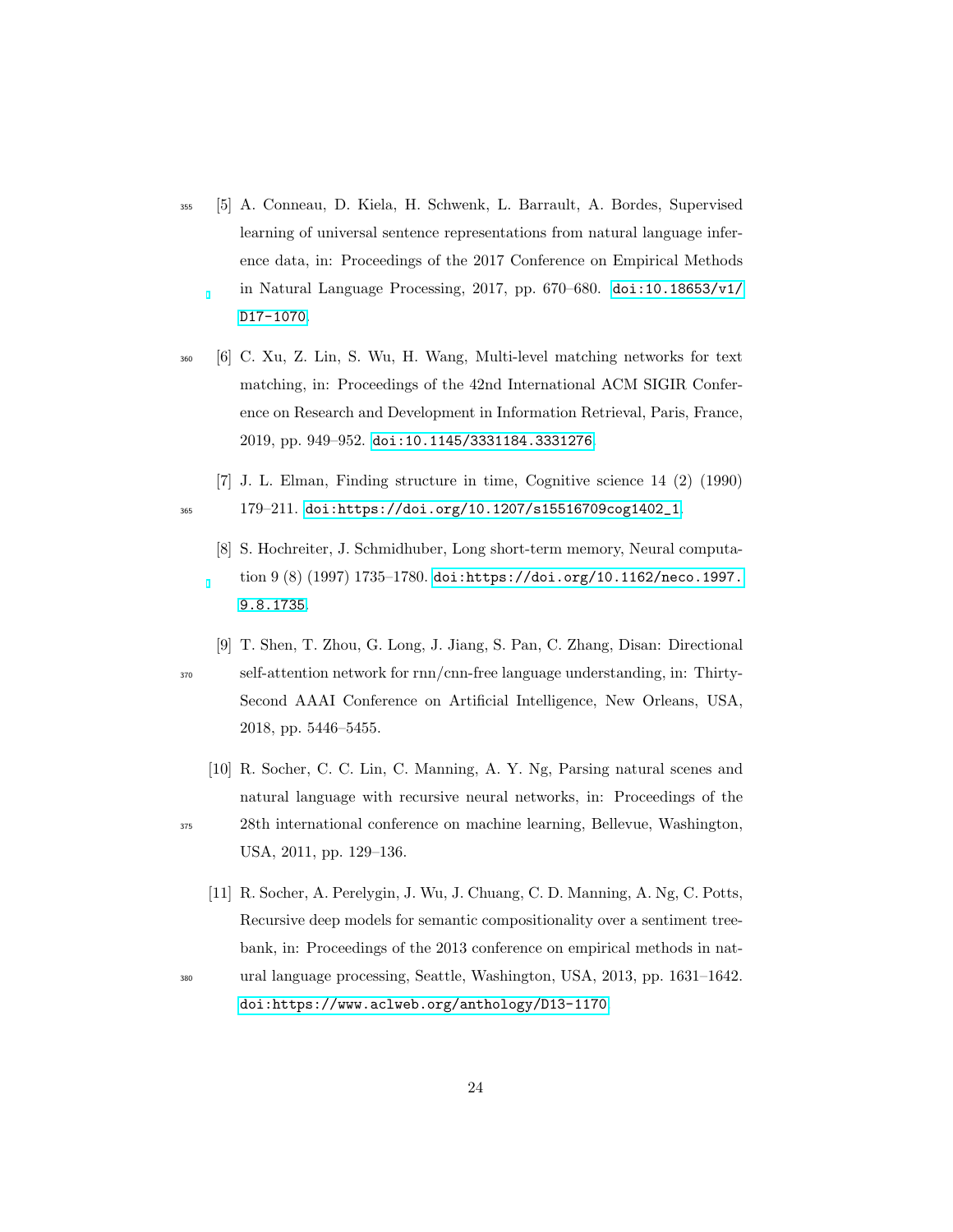[5] A. Conneau, D. Kiela, H. Schwenk, L. Barrault, A. Bordes, Supervised learning of universal sentence representations from natural language inference data, in: Proceedings of the 2017 Conference on Empirical Methods in Natural Language Processing, 2017, pp. 670–680. doi:10.18653/v1/D17-1070.

[6] C. Xu, Z. Lin, S. Wu, H. Wang, Multi-level matching networks for text matching, in: Proceedings of the 42nd International ACM SIGIR Conference on Research and Development in Information Retrieval, Paris, France, 2019, pp. 949–952. doi:10.1145/3331184.3331276.

[7] J. L. Elman, Finding structure in time, Cognitive science 14 (2) (1990) 179–211. doi:https://doi.org/10.1207/s15516709cog1402_1.

[8] S. Hochreiter, J. Schmidhuber, Long short-term memory, Neural computation 9 (8) (1997) 1735–1780. doi:https://doi.org/10.1162/neco.1997.9.8.1735.

[9] T. Shen, T. Zhou, G. Long, J. Jiang, S. Pan, C. Zhang, Disan: Directional self-attention network for rnn/cnn-free language understanding, in: Thirty-Second AAAI Conference on Artificial Intelligence, New Orleans, USA, 2018, pp. 5446–5455.

[10] R. Socher, C. C. Lin, C. Manning, A. Y. Ng, Parsing natural scenes and natural language with recursive neural networks, in: Proceedings of the 28th international conference on machine learning, Bellevue, Washington, USA, 2011, pp. 129–136.

[11] R. Socher, A. Perelygin, J. Wu, J. Chuang, C. D. Manning, A. Ng, C. Potts, Recursive deep models for semantic compositionality over a sentiment treebank, in: Proceedings of the 2013 conference on empirical methods in natural language processing, Seattle, Washington, USA, 2013, pp. 1631–1642. doi:https://www.aclweb.org/anthology/D13-1170.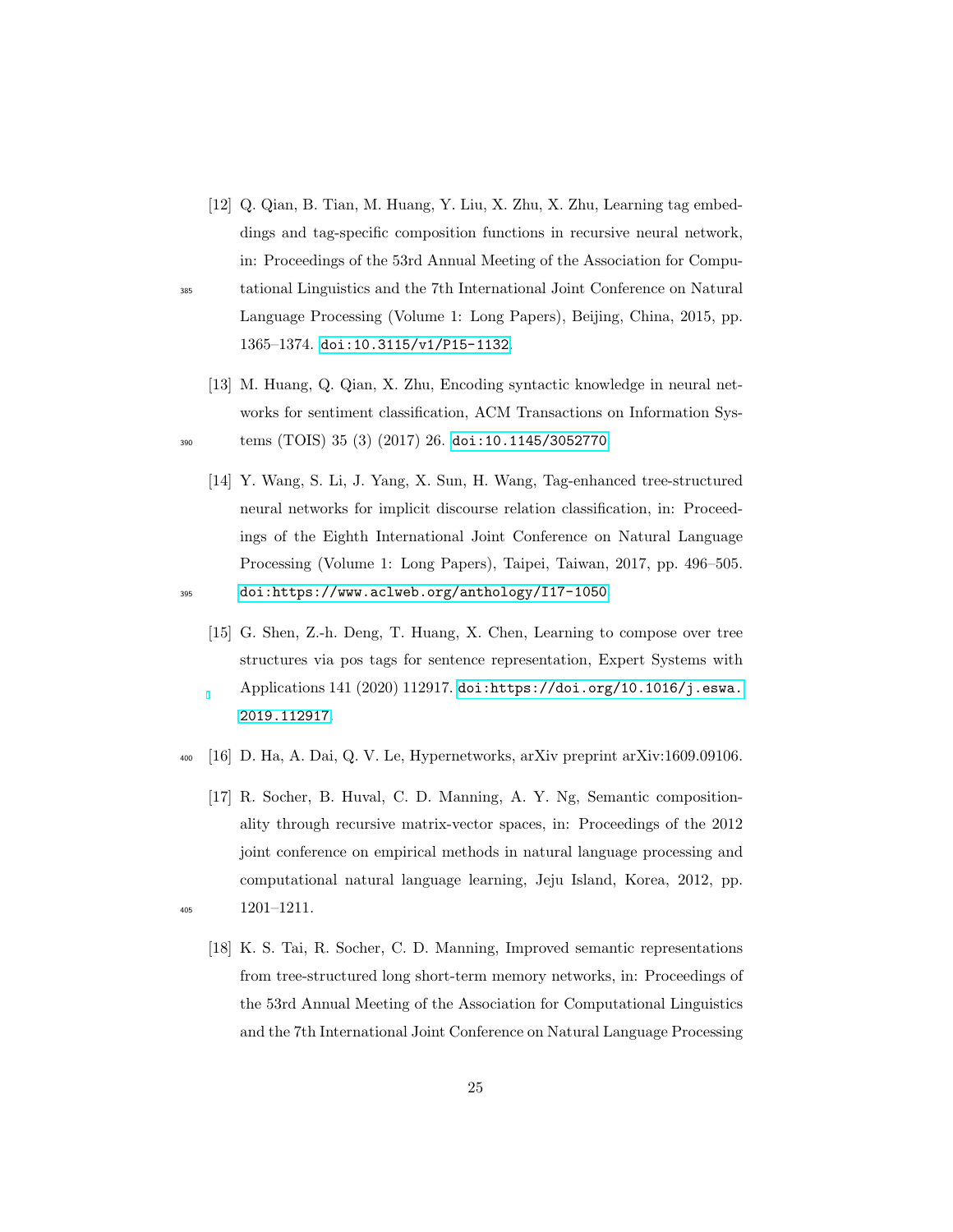[12] Q. Qian, B. Tian, M. Huang, Y. Liu, X. Zhu, X. Zhu, Learning tag embeddings and tag-specific composition functions in recursive neural network, in: Proceedings of the 53rd Annual Meeting of the Association for Computational Linguistics and the 7th International Joint Conference on Natural Language Processing (Volume 1: Long Papers), Beijing, China, 2015, pp. 1365–1374. doi:10.3115/v1/P15-1132.

[13] M. Huang, Q. Qian, X. Zhu, Encoding syntactic knowledge in neural networks for sentiment classification, ACM Transactions on Information Systems (TOIS) 35 (3) (2017) 26. doi:10.1145/3052770.

[14] Y. Wang, S. Li, J. Yang, X. Sun, H. Wang, Tag-enhanced tree-structured neural networks for implicit discourse relation classification, in: Proceedings of the Eighth International Joint Conference on Natural Language Processing (Volume 1: Long Papers), Taipei, Taiwan, 2017, pp. 496–505. doi:https://www.aclweb.org/anthology/I17-1050.

[15] G. Shen, Z.-h. Deng, T. Huang, X. Chen, Learning to compose over tree structures via pos tags for sentence representation, Expert Systems with Applications 141 (2020) 112917. doi:https://doi.org/10.1016/j.eswa.2019.112917.

[16] D. Ha, A. Dai, Q. V. Le, Hypernetworks, arXiv preprint arXiv:1609.09106.

[17] R. Socher, B. Huval, C. D. Manning, A. Y. Ng, Semantic compositionality through recursive matrix-vector spaces, in: Proceedings of the 2012 joint conference on empirical methods in natural language processing and computational natural language learning, Jeju Island, Korea, 2012, pp. 1201–1211.

[18] K. S. Tai, R. Socher, C. D. Manning, Improved semantic representations from tree-structured long short-term memory networks, in: Proceedings of the 53rd Annual Meeting of the Association for Computational Linguistics and the 7th International Joint Conference on Natural Language Processing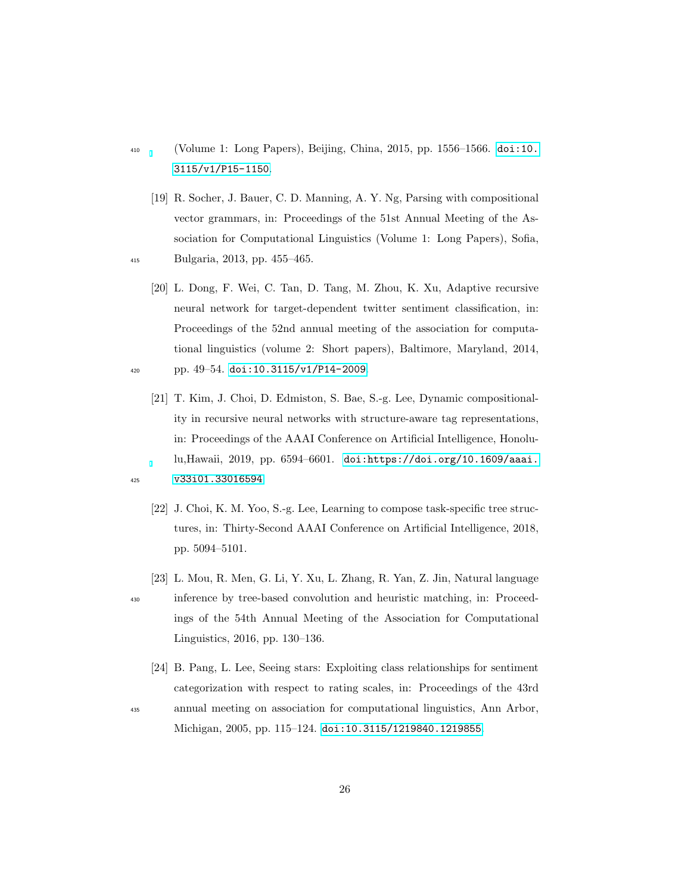(Volume 1: Long Papers), Beijing, China, 2015, pp. 1556–1566. doi:10.3115/v1/P15-1150.

[19] R. Socher, J. Bauer, C. D. Manning, A. Y. Ng, Parsing with compositional vector grammars, in: Proceedings of the 51st Annual Meeting of the Association for Computational Linguistics (Volume 1: Long Papers), Sofia, Bulgaria, 2013, pp. 455–465.

[20] L. Dong, F. Wei, C. Tan, D. Tang, M. Zhou, K. Xu, Adaptive recursive neural network for target-dependent twitter sentiment classification, in: Proceedings of the 52nd annual meeting of the association for computational linguistics (volume 2: Short papers), Baltimore, Maryland, 2014, pp. 49–54. doi:10.3115/v1/P14-2009.

[21] T. Kim, J. Choi, D. Edmiston, S. Bae, S.-g. Lee, Dynamic compositionality in recursive neural networks with structure-aware tag representations, in: Proceedings of the AAAI Conference on Artificial Intelligence, Honolulu,Hawaii, 2019, pp. 6594–6601. doi:https://doi.org/10.1609/aaai.v33i01.33016594.

[22] J. Choi, K. M. Yoo, S.-g. Lee, Learning to compose task-specific tree structures, in: Thirty-Second AAAI Conference on Artificial Intelligence, 2018, pp. 5094–5101.

[23] L. Mou, R. Men, G. Li, Y. Xu, L. Zhang, R. Yan, Z. Jin, Natural language inference by tree-based convolution and heuristic matching, in: Proceedings of the 54th Annual Meeting of the Association for Computational Linguistics, 2016, pp. 130–136.

[24] B. Pang, L. Lee, Seeing stars: Exploiting class relationships for sentiment categorization with respect to rating scales, in: Proceedings of the 43rd annual meeting on association for computational linguistics, Ann Arbor, Michigan, 2005, pp. 115–124. doi:10.3115/1219840.1219855.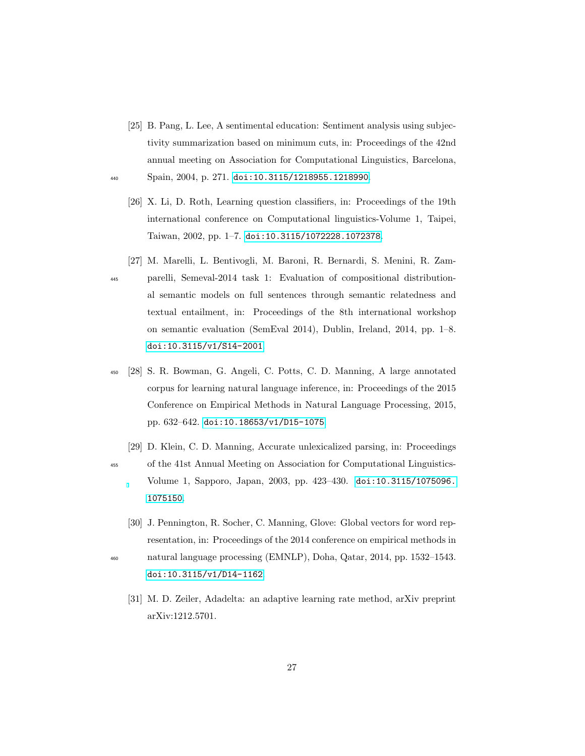[25] B. Pang, L. Lee, A sentimental education: Sentiment analysis using subjectivity summarization based on minimum cuts, in: Proceedings of the 42nd annual meeting on Association for Computational Linguistics, Barcelona, Spain, 2004, p. 271. doi:10.3115/1218955.1218990.

[26] X. Li, D. Roth, Learning question classifiers, in: Proceedings of the 19th international conference on Computational linguistics-Volume 1, Taipei, Taiwan, 2002, pp. 1–7. doi:10.3115/1072228.1072378.

[27] M. Marelli, L. Bentivogli, M. Baroni, R. Bernardi, S. Menini, R. Zamparelli, Semeval-2014 task 1: Evaluation of compositional distributional semantic models on full sentences through semantic relatedness and textual entailment, in: Proceedings of the 8th international workshop on semantic evaluation (SemEval 2014), Dublin, Ireland, 2014, pp. 1–8. doi:10.3115/v1/S14-2001.

[28] S. R. Bowman, G. Angeli, C. Potts, C. D. Manning, A large annotated corpus for learning natural language inference, in: Proceedings of the 2015 Conference on Empirical Methods in Natural Language Processing, 2015, pp. 632–642. doi:10.18653/v1/D15-1075.

[29] D. Klein, C. D. Manning, Accurate unlexicalized parsing, in: Proceedings of the 41st Annual Meeting on Association for Computational Linguistics-Volume 1, Sapporo, Japan, 2003, pp. 423–430. doi:10.3115/1075096.1075150.

[30] J. Pennington, R. Socher, C. Manning, Glove: Global vectors for word representation, in: Proceedings of the 2014 conference on empirical methods in natural language processing (EMNLP), Doha, Qatar, 2014, pp. 1532–1543. doi:10.3115/v1/D14-1162.

[31] M. D. Zeiler, Adadelta: an adaptive learning rate method, arXiv preprint arXiv:1212.5701.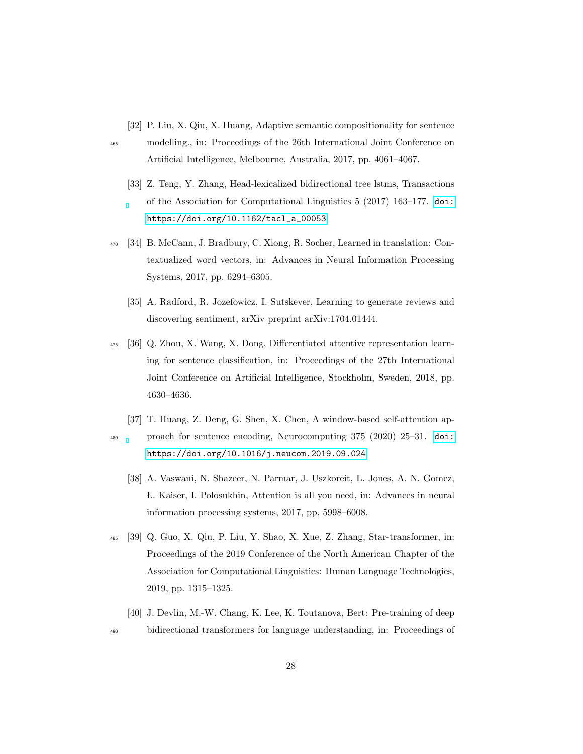[32] P. Liu, X. Qiu, X. Huang, Adaptive semantic compositionality for sentence modelling., in: Proceedings of the 26th International Joint Conference on Artificial Intelligence, Melbourne, Australia, 2017, pp. 4061–4067.

[33] Z. Teng, Y. Zhang, Head-lexicalized bidirectional tree lstms, Transactions of the Association for Computational Linguistics 5 (2017) 163–177. doi:https://doi.org/10.1162/tacl_a_00053

[34] B. McCann, J. Bradbury, C. Xiong, R. Socher, Learned in translation: Contextualized word vectors, in: Advances in Neural Information Processing Systems, 2017, pp. 6294–6305.

[35] A. Radford, R. Jozefowicz, I. Sutskever, Learning to generate reviews and discovering sentiment, arXiv preprint arXiv:1704.01444.

[36] Q. Zhou, X. Wang, X. Dong, Differentiated attentive representation learning for sentence classification, in: Proceedings of the 27th International Joint Conference on Artificial Intelligence, Stockholm, Sweden, 2018, pp. 4630–4636.

[37] T. Huang, Z. Deng, G. Shen, X. Chen, A window-based self-attention approach for sentence encoding, Neurocomputing 375 (2020) 25–31. doi:https://doi.org/10.1016/j.neucom.2019.09.024

[38] A. Vaswani, N. Shazeer, N. Parmar, J. Uszkoreit, L. Jones, A. N. Gomez, L. Kaiser, I. Polosukhin, Attention is all you need, in: Advances in neural information processing systems, 2017, pp. 5998–6008.

[39] Q. Guo, X. Qiu, P. Liu, Y. Shao, X. Xue, Z. Zhang, Star-transformer, in: Proceedings of the 2019 Conference of the North American Chapter of the Association for Computational Linguistics: Human Language Technologies, 2019, pp. 1315–1325.

[40] J. Devlin, M.-W. Chang, K. Lee, K. Toutanova, Bert: Pre-training of deep bidirectional transformers for language understanding, in: Proceedings of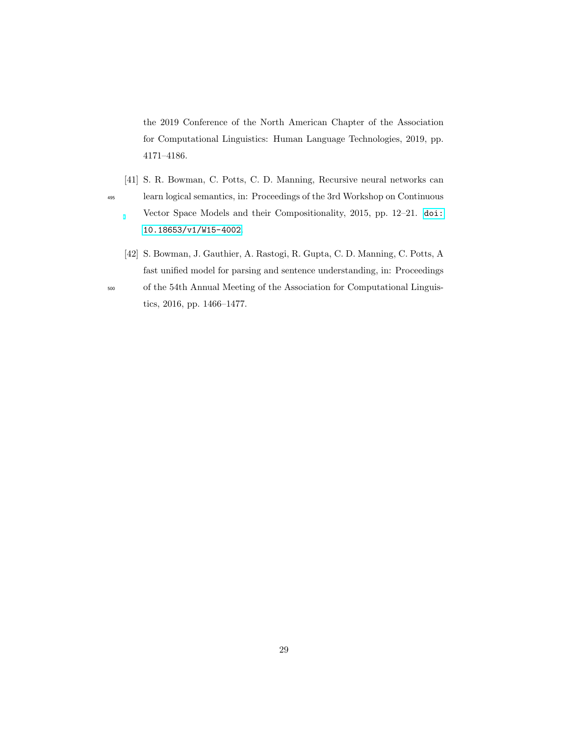the 2019 Conference of the North American Chapter of the Association for Computational Linguistics: Human Language Technologies, 2019, pp. 4171–4186.

[41] S. R. Bowman, C. Potts, C. D. Manning, Recursive neural networks can learn logical semantics, in: Proceedings of the 3rd Workshop on Continuous Vector Space Models and their Compositionality, 2015, pp. 12–21. doi:10.18653/v1/W15-4002.

[42] S. Bowman, J. Gauthier, A. Rastogi, R. Gupta, C. D. Manning, C. Potts, A fast unified model for parsing and sentence understanding, in: Proceedings of the 54th Annual Meeting of the Association for Computational Linguistics, 2016, pp. 1466–1477.